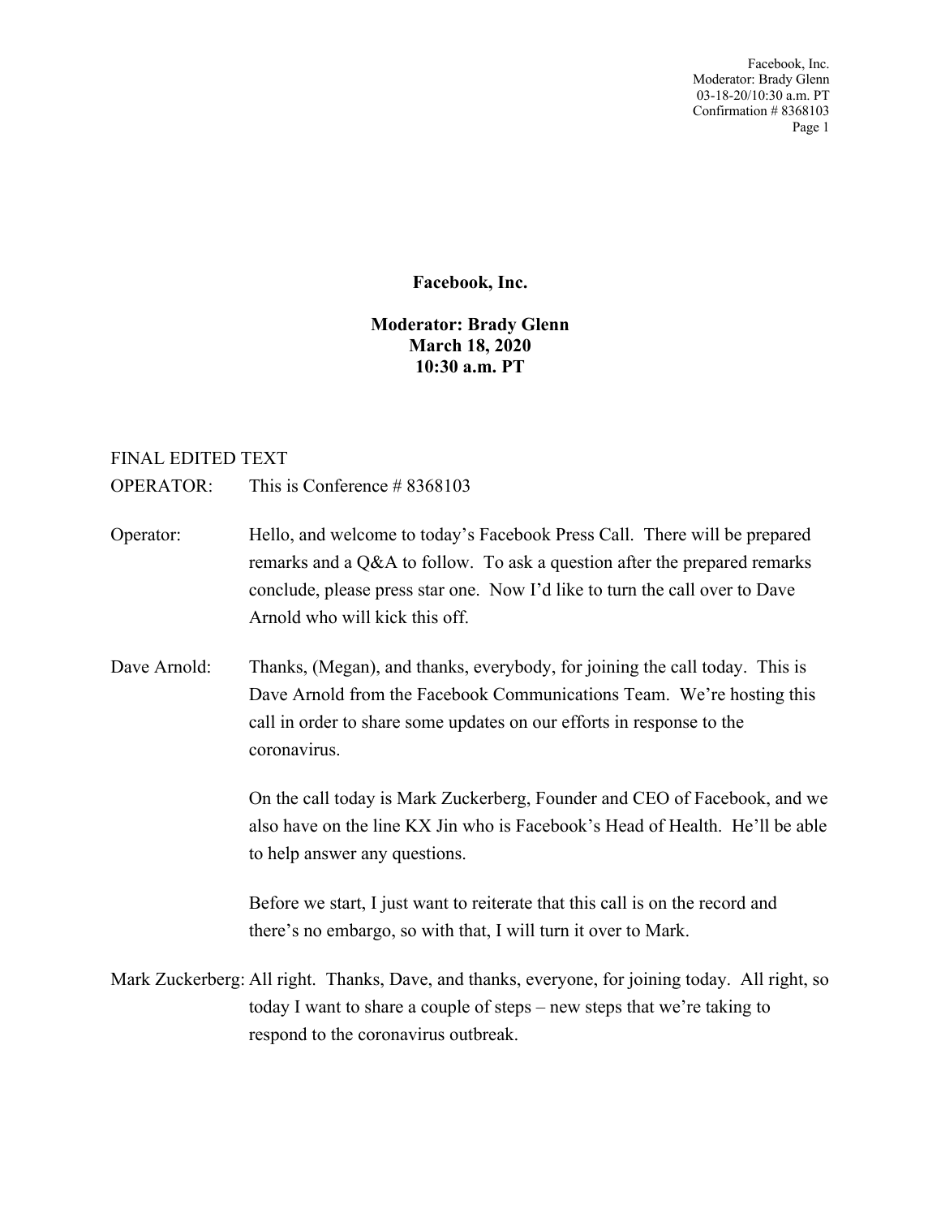**Facebook, Inc.**

**Moderator: Brady Glenn**
**March 18, 2020**
**10:30 a.m. PT**

FINAL EDITED TEXT

OPERATOR: This is Conference # 8368103

Operator: Hello, and welcome to today's Facebook Press Call. There will be prepared remarks and a Q&A to follow. To ask a question after the prepared remarks conclude, please press star one. Now I'd like to turn the call over to Dave Arnold who will kick this off.

Dave Arnold: Thanks, (Megan), and thanks, everybody, for joining the call today. This is Dave Arnold from the Facebook Communications Team. We're hosting this call in order to share some updates on our efforts in response to the coronavirus.

On the call today is Mark Zuckerberg, Founder and CEO of Facebook, and we also have on the line KX Jin who is Facebook's Head of Health. He'll be able to help answer any questions.

Before we start, I just want to reiterate that this call is on the record and there's no embargo, so with that, I will turn it over to Mark.

Mark Zuckerberg: All right. Thanks, Dave, and thanks, everyone, for joining today. All right, so today I want to share a couple of steps – new steps that we're taking to respond to the coronavirus outbreak.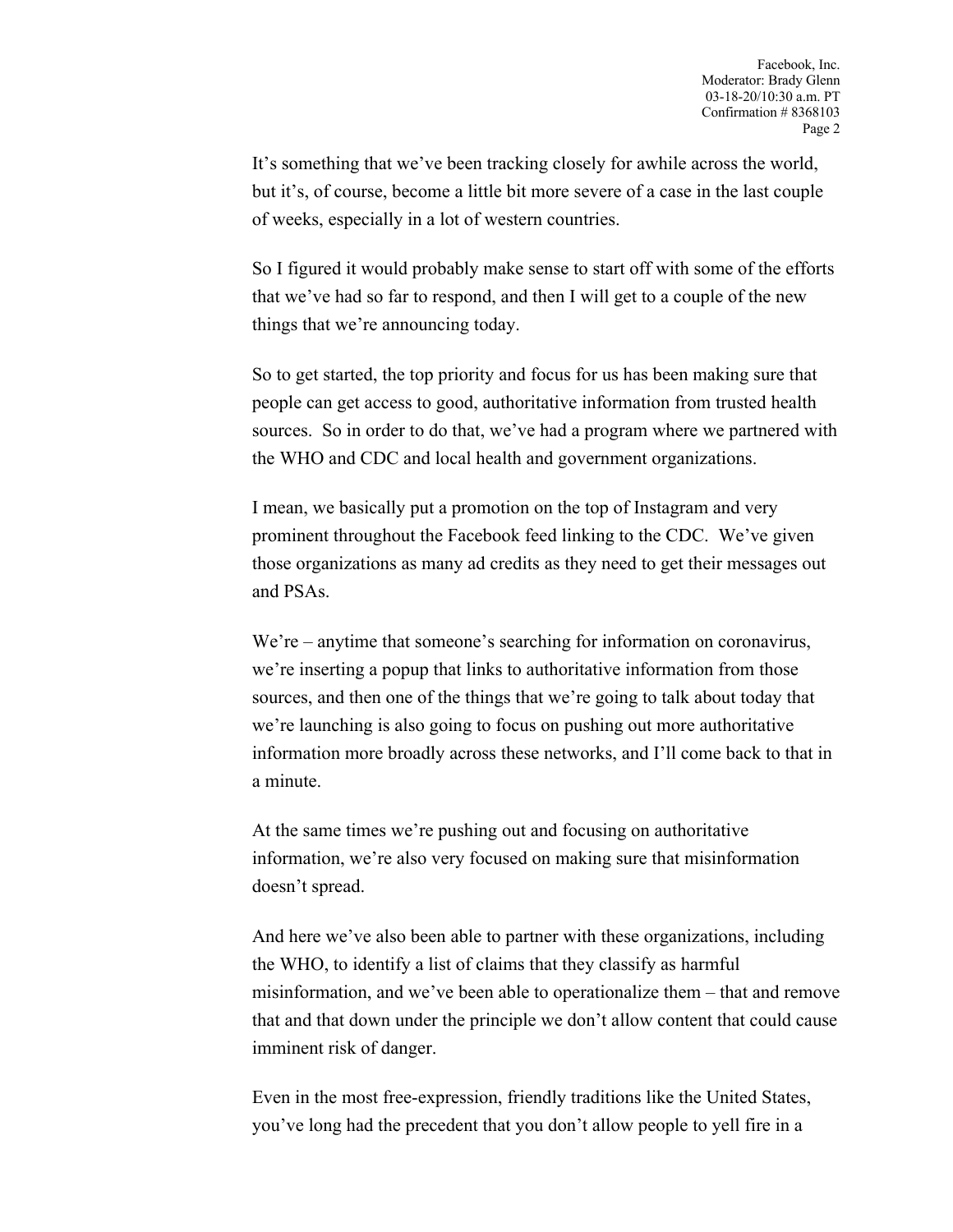It’s something that we’ve been tracking closely for awhile across the world, but it’s, of course, become a little bit more severe of a case in the last couple of weeks, especially in a lot of western countries.

So I figured it would probably make sense to start off with some of the efforts that we’ve had so far to respond, and then I will get to a couple of the new things that we’re announcing today.

So to get started, the top priority and focus for us has been making sure that people can get access to good, authoritative information from trusted health sources. So in order to do that, we’ve had a program where we partnered with the WHO and CDC and local health and government organizations.

I mean, we basically put a promotion on the top of Instagram and very prominent throughout the Facebook feed linking to the CDC. We’ve given those organizations as many ad credits as they need to get their messages out and PSAs.

We’re – anytime that someone’s searching for information on coronavirus, we’re inserting a popup that links to authoritative information from those sources, and then one of the things that we’re going to talk about today that we’re launching is also going to focus on pushing out more authoritative information more broadly across these networks, and I’ll come back to that in a minute.

At the same times we’re pushing out and focusing on authoritative information, we’re also very focused on making sure that misinformation doesn’t spread.

And here we’ve also been able to partner with these organizations, including the WHO, to identify a list of claims that they classify as harmful misinformation, and we’ve been able to operationalize them – that and remove that and that down under the principle we don’t allow content that could cause imminent risk of danger.

Even in the most free-expression, friendly traditions like the United States, you’ve long had the precedent that you don’t allow people to yell fire in a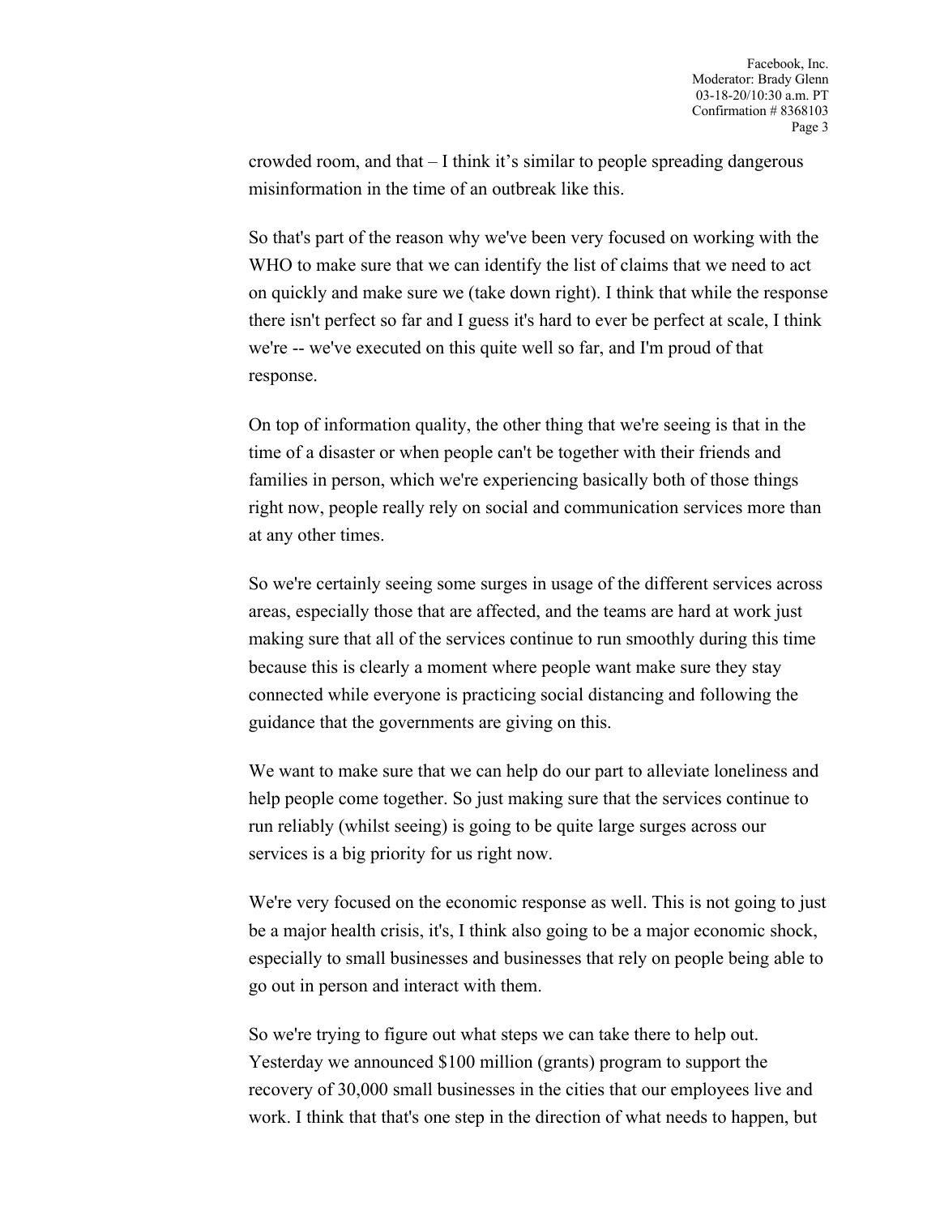crowded room, and that – I think it's similar to people spreading dangerous misinformation in the time of an outbreak like this.

So that's part of the reason why we've been very focused on working with the WHO to make sure that we can identify the list of claims that we need to act on quickly and make sure we (take down right). I think that while the response there isn't perfect so far and I guess it's hard to ever be perfect at scale, I think we're -- we've executed on this quite well so far, and I'm proud of that response.

On top of information quality, the other thing that we're seeing is that in the time of a disaster or when people can't be together with their friends and families in person, which we're experiencing basically both of those things right now, people really rely on social and communication services more than at any other times.

So we're certainly seeing some surges in usage of the different services across areas, especially those that are affected, and the teams are hard at work just making sure that all of the services continue to run smoothly during this time because this is clearly a moment where people want make sure they stay connected while everyone is practicing social distancing and following the guidance that the governments are giving on this.

We want to make sure that we can help do our part to alleviate loneliness and help people come together. So just making sure that the services continue to run reliably (whilst seeing) is going to be quite large surges across our services is a big priority for us right now.

We're very focused on the economic response as well. This is not going to just be a major health crisis, it's, I think also going to be a major economic shock, especially to small businesses and businesses that rely on people being able to go out in person and interact with them.

So we're trying to figure out what steps we can take there to help out. Yesterday we announced $100 million (grants) program to support the recovery of 30,000 small businesses in the cities that our employees live and work. I think that that's one step in the direction of what needs to happen, but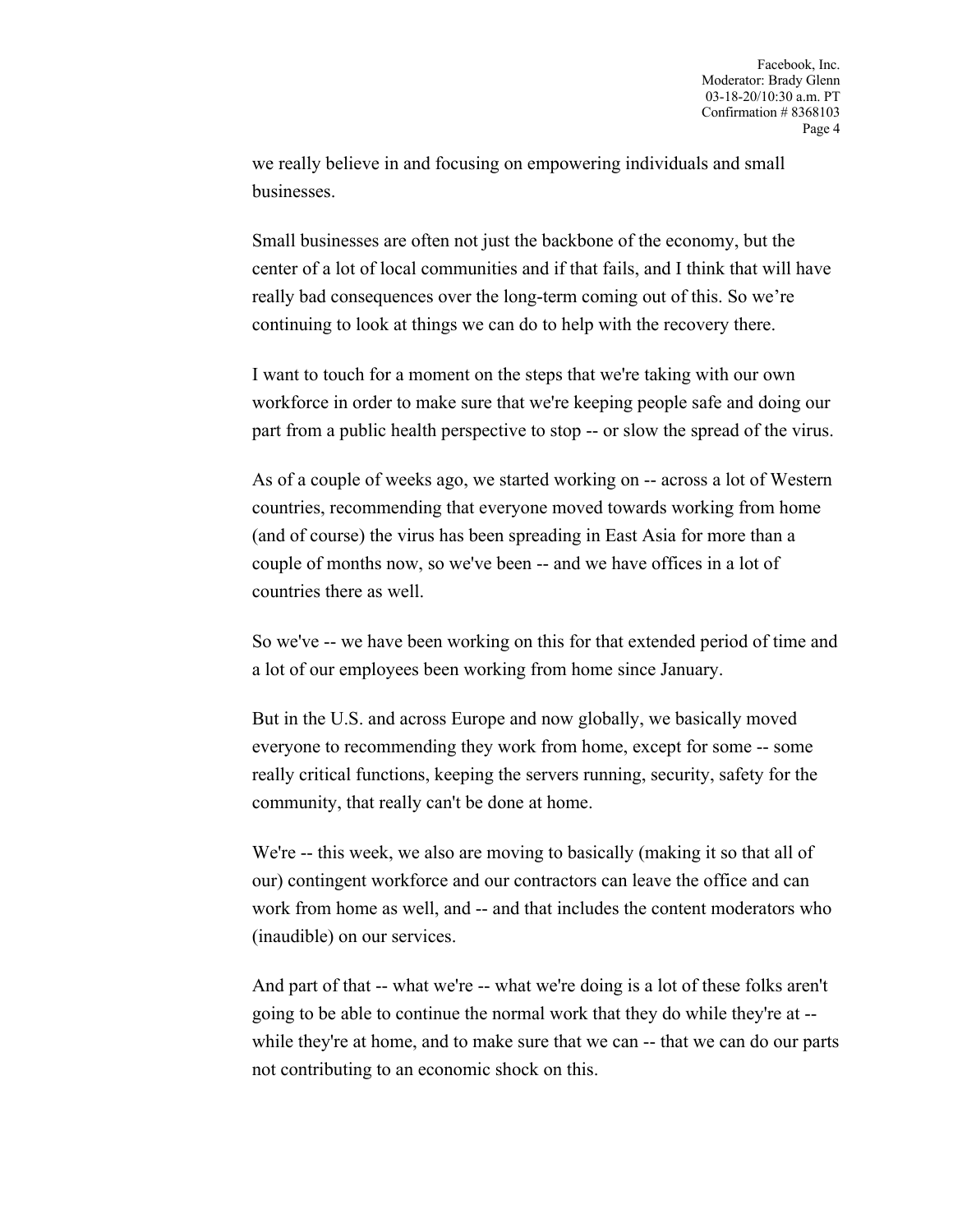we really believe in and focusing on empowering individuals and small businesses.

Small businesses are often not just the backbone of the economy, but the center of a lot of local communities and if that fails, and I think that will have really bad consequences over the long-term coming out of this. So we're continuing to look at things we can do to help with the recovery there.

I want to touch for a moment on the steps that we're taking with our own workforce in order to make sure that we're keeping people safe and doing our part from a public health perspective to stop -- or slow the spread of the virus.

As of a couple of weeks ago, we started working on -- across a lot of Western countries, recommending that everyone moved towards working from home (and of course) the virus has been spreading in East Asia for more than a couple of months now, so we've been -- and we have offices in a lot of countries there as well.

So we've -- we have been working on this for that extended period of time and a lot of our employees been working from home since January.

But in the U.S. and across Europe and now globally, we basically moved everyone to recommending they work from home, except for some -- some really critical functions, keeping the servers running, security, safety for the community, that really can't be done at home.

We're -- this week, we also are moving to basically (making it so that all of our) contingent workforce and our contractors can leave the office and can work from home as well, and -- and that includes the content moderators who (inaudible) on our services.

And part of that -- what we're -- what we're doing is a lot of these folks aren't going to be able to continue the normal work that they do while they're at -- while they're at home, and to make sure that we can -- that we can do our parts not contributing to an economic shock on this.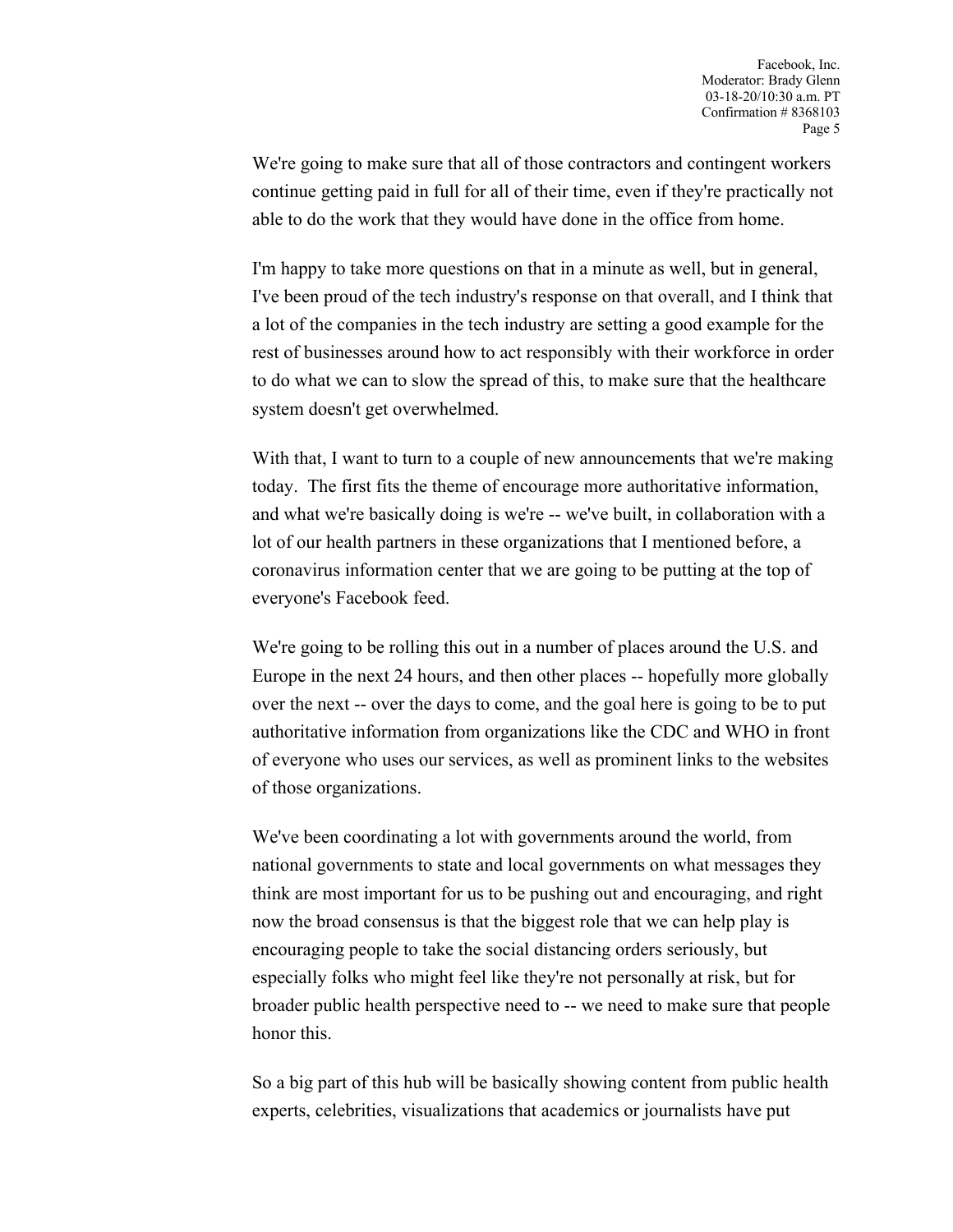We're going to make sure that all of those contractors and contingent workers continue getting paid in full for all of their time, even if they're practically not able to do the work that they would have done in the office from home.

I'm happy to take more questions on that in a minute as well, but in general, I've been proud of the tech industry's response on that overall, and I think that a lot of the companies in the tech industry are setting a good example for the rest of businesses around how to act responsibly with their workforce in order to do what we can to slow the spread of this, to make sure that the healthcare system doesn't get overwhelmed.

With that, I want to turn to a couple of new announcements that we're making today. The first fits the theme of encourage more authoritative information, and what we're basically doing is we're -- we've built, in collaboration with a lot of our health partners in these organizations that I mentioned before, a coronavirus information center that we are going to be putting at the top of everyone's Facebook feed.

We're going to be rolling this out in a number of places around the U.S. and Europe in the next 24 hours, and then other places -- hopefully more globally over the next -- over the days to come, and the goal here is going to be to put authoritative information from organizations like the CDC and WHO in front of everyone who uses our services, as well as prominent links to the websites of those organizations.

We've been coordinating a lot with governments around the world, from national governments to state and local governments on what messages they think are most important for us to be pushing out and encouraging, and right now the broad consensus is that the biggest role that we can help play is encouraging people to take the social distancing orders seriously, but especially folks who might feel like they're not personally at risk, but for broader public health perspective need to -- we need to make sure that people honor this.

So a big part of this hub will be basically showing content from public health experts, celebrities, visualizations that academics or journalists have put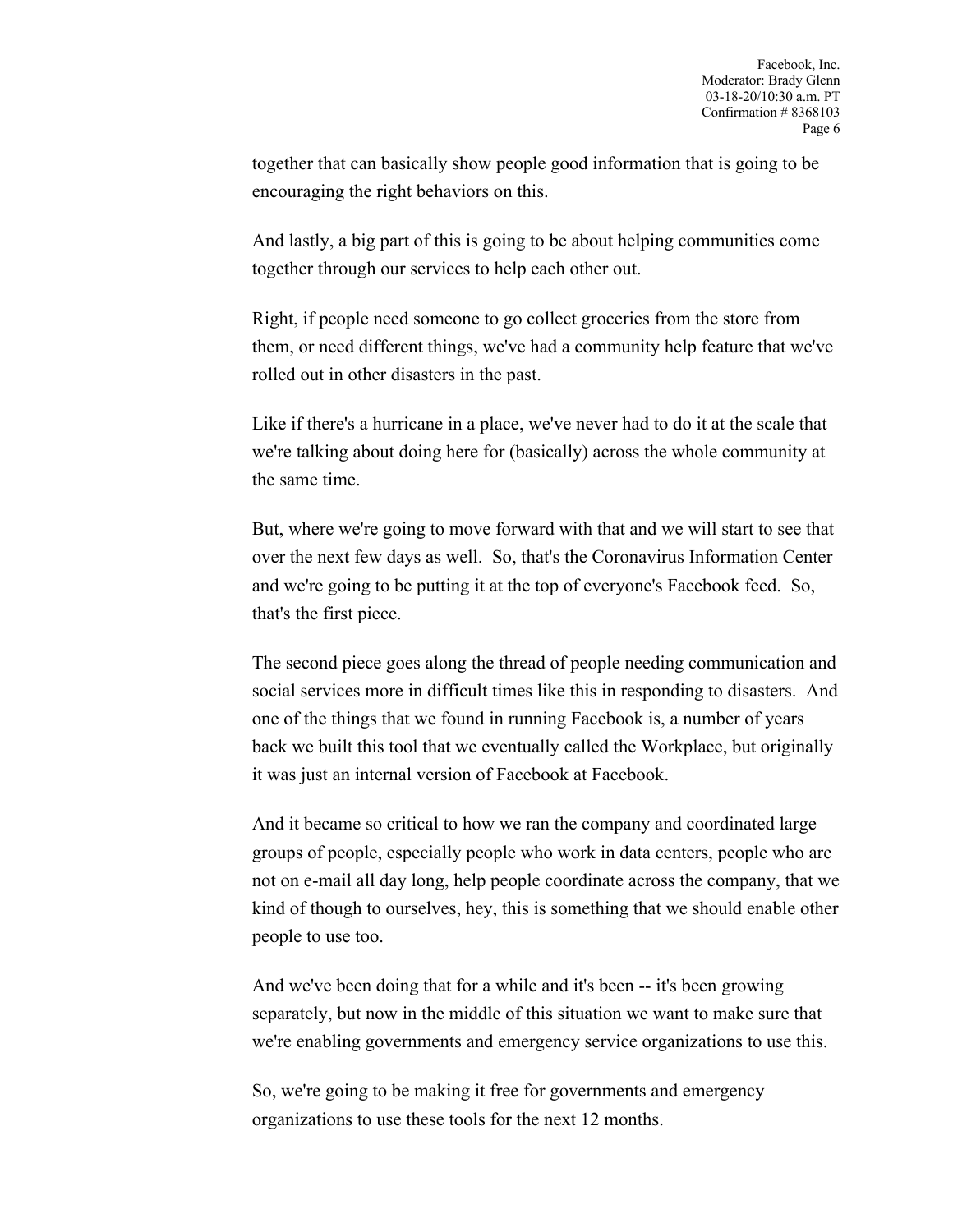together that can basically show people good information that is going to be encouraging the right behaviors on this.

And lastly, a big part of this is going to be about helping communities come together through our services to help each other out.

Right, if people need someone to go collect groceries from the store from them, or need different things, we've had a community help feature that we've rolled out in other disasters in the past.

Like if there's a hurricane in a place, we've never had to do it at the scale that we're talking about doing here for (basically) across the whole community at the same time.

But, where we're going to move forward with that and we will start to see that over the next few days as well. So, that's the Coronavirus Information Center and we're going to be putting it at the top of everyone's Facebook feed. So, that's the first piece.

The second piece goes along the thread of people needing communication and social services more in difficult times like this in responding to disasters. And one of the things that we found in running Facebook is, a number of years back we built this tool that we eventually called the Workplace, but originally it was just an internal version of Facebook at Facebook.

And it became so critical to how we ran the company and coordinated large groups of people, especially people who work in data centers, people who are not on e-mail all day long, help people coordinate across the company, that we kind of though to ourselves, hey, this is something that we should enable other people to use too.

And we've been doing that for a while and it's been -- it's been growing separately, but now in the middle of this situation we want to make sure that we're enabling governments and emergency service organizations to use this.

So, we're going to be making it free for governments and emergency organizations to use these tools for the next 12 months.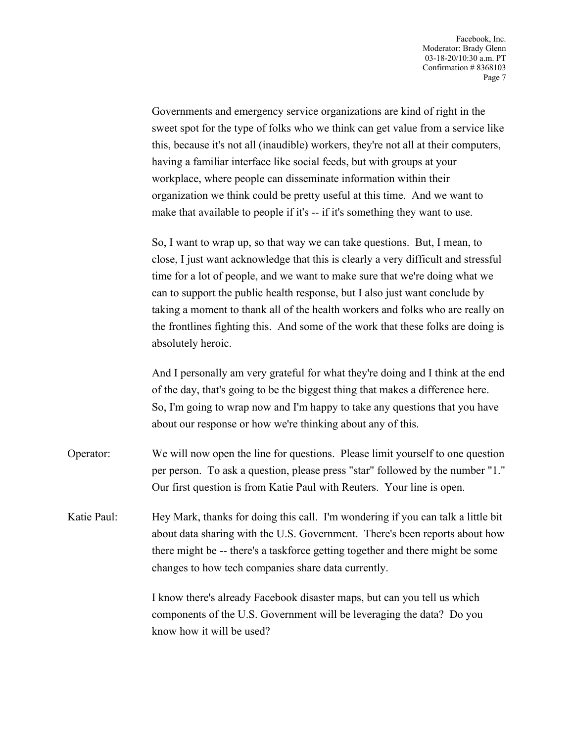Governments and emergency service organizations are kind of right in the sweet spot for the type of folks who we think can get value from a service like this, because it's not all (inaudible) workers, they're not all at their computers, having a familiar interface like social feeds, but with groups at your workplace, where people can disseminate information within their organization we think could be pretty useful at this time. And we want to make that available to people if it's -- if it's something they want to use.

So, I want to wrap up, so that way we can take questions. But, I mean, to close, I just want acknowledge that this is clearly a very difficult and stressful time for a lot of people, and we want to make sure that we're doing what we can to support the public health response, but I also just want conclude by taking a moment to thank all of the health workers and folks who are really on the frontlines fighting this. And some of the work that these folks are doing is absolutely heroic.

And I personally am very grateful for what they're doing and I think at the end of the day, that's going to be the biggest thing that makes a difference here. So, I'm going to wrap now and I'm happy to take any questions that you have about our response or how we're thinking about any of this.

Operator: We will now open the line for questions. Please limit yourself to one question per person. To ask a question, please press "star" followed by the number "1." Our first question is from Katie Paul with Reuters. Your line is open.

Katie Paul: Hey Mark, thanks for doing this call. I'm wondering if you can talk a little bit about data sharing with the U.S. Government. There's been reports about how there might be -- there's a taskforce getting together and there might be some changes to how tech companies share data currently.

I know there's already Facebook disaster maps, but can you tell us which components of the U.S. Government will be leveraging the data? Do you know how it will be used?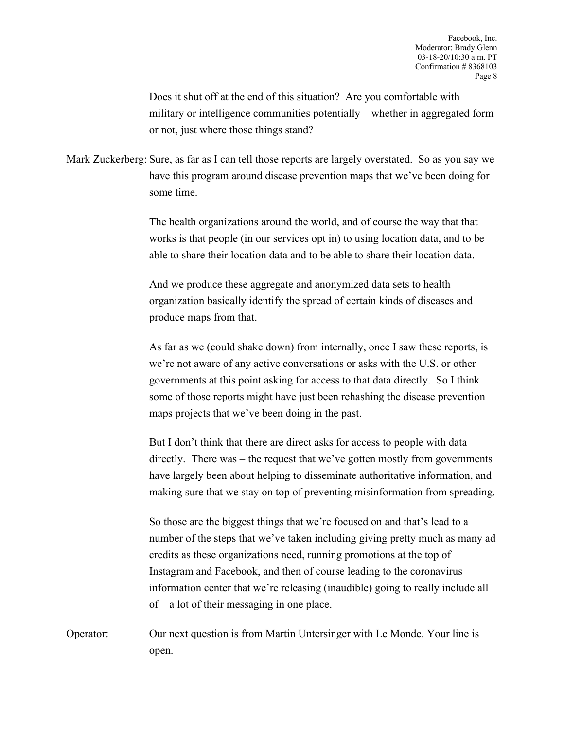Does it shut off at the end of this situation? Are you comfortable with military or intelligence communities potentially – whether in aggregated form or not, just where those things stand?

Mark Zuckerberg: Sure, as far as I can tell those reports are largely overstated. So as you say we have this program around disease prevention maps that we've been doing for some time.

The health organizations around the world, and of course the way that that works is that people (in our services opt in) to using location data, and to be able to share their location data and to be able to share their location data.

And we produce these aggregate and anonymized data sets to health organization basically identify the spread of certain kinds of diseases and produce maps from that.

As far as we (could shake down) from internally, once I saw these reports, is we're not aware of any active conversations or asks with the U.S. or other governments at this point asking for access to that data directly. So I think some of those reports might have just been rehashing the disease prevention maps projects that we've been doing in the past.

But I don't think that there are direct asks for access to people with data directly. There was – the request that we've gotten mostly from governments have largely been about helping to disseminate authoritative information, and making sure that we stay on top of preventing misinformation from spreading.

So those are the biggest things that we're focused on and that's lead to a number of the steps that we've taken including giving pretty much as many ad credits as these organizations need, running promotions at the top of Instagram and Facebook, and then of course leading to the coronavirus information center that we're releasing (inaudible) going to really include all of – a lot of their messaging in one place.

Operator: Our next question is from Martin Untersinger with Le Monde. Your line is open.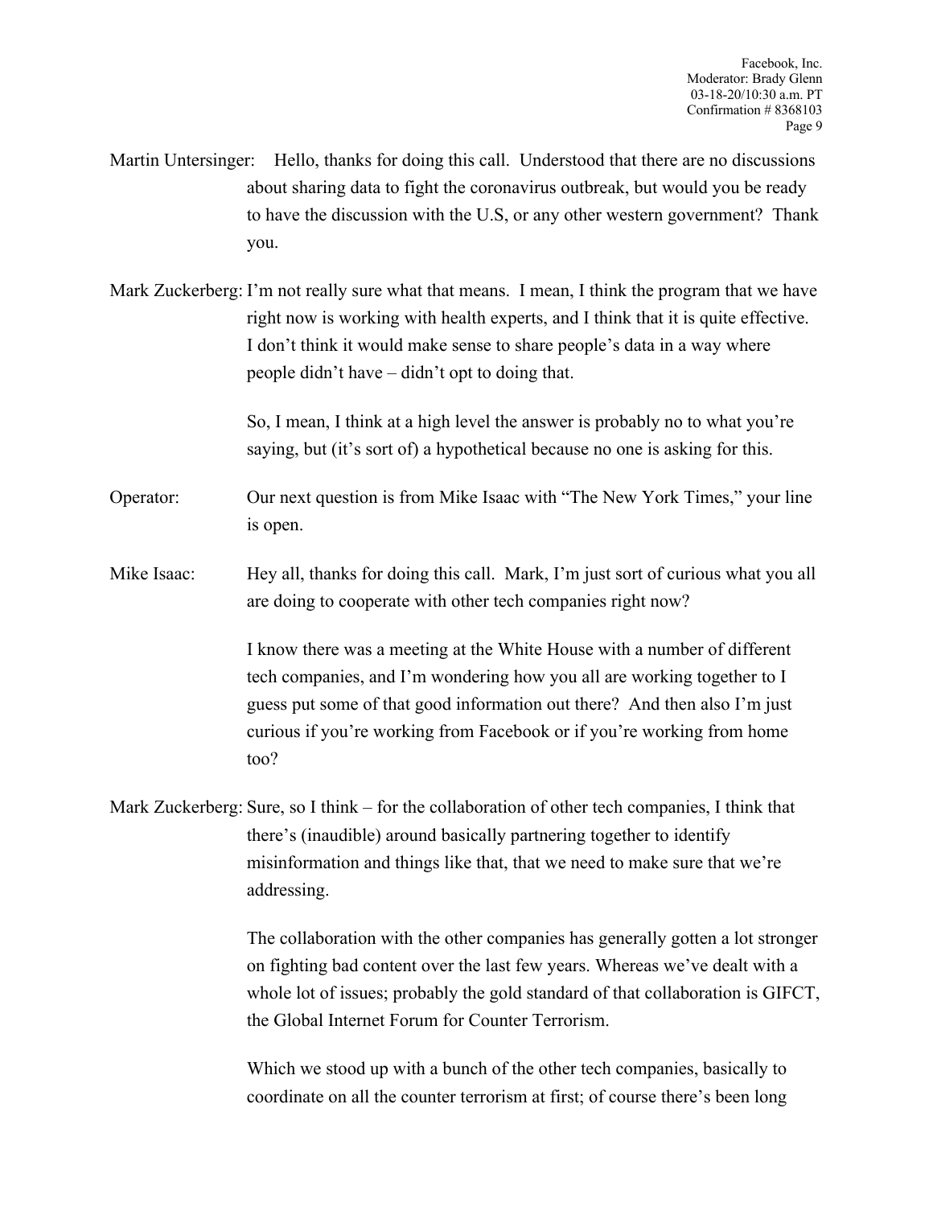Martin Untersinger: Hello, thanks for doing this call. Understood that there are no discussions about sharing data to fight the coronavirus outbreak, but would you be ready to have the discussion with the U.S, or any other western government? Thank you.

Mark Zuckerberg: I'm not really sure what that means. I mean, I think the program that we have right now is working with health experts, and I think that it is quite effective. I don't think it would make sense to share people's data in a way where people didn't have – didn't opt to doing that.

So, I mean, I think at a high level the answer is probably no to what you're saying, but (it's sort of) a hypothetical because no one is asking for this.

Operator: Our next question is from Mike Isaac with "The New York Times," your line is open.

Mike Isaac: Hey all, thanks for doing this call. Mark, I'm just sort of curious what you all are doing to cooperate with other tech companies right now?

I know there was a meeting at the White House with a number of different tech companies, and I'm wondering how you all are working together to I guess put some of that good information out there? And then also I'm just curious if you're working from Facebook or if you're working from home too?

Mark Zuckerberg: Sure, so I think – for the collaboration of other tech companies, I think that there's (inaudible) around basically partnering together to identify misinformation and things like that, that we need to make sure that we're addressing.

The collaboration with the other companies has generally gotten a lot stronger on fighting bad content over the last few years. Whereas we've dealt with a whole lot of issues; probably the gold standard of that collaboration is GIFCT, the Global Internet Forum for Counter Terrorism.

Which we stood up with a bunch of the other tech companies, basically to coordinate on all the counter terrorism at first; of course there's been long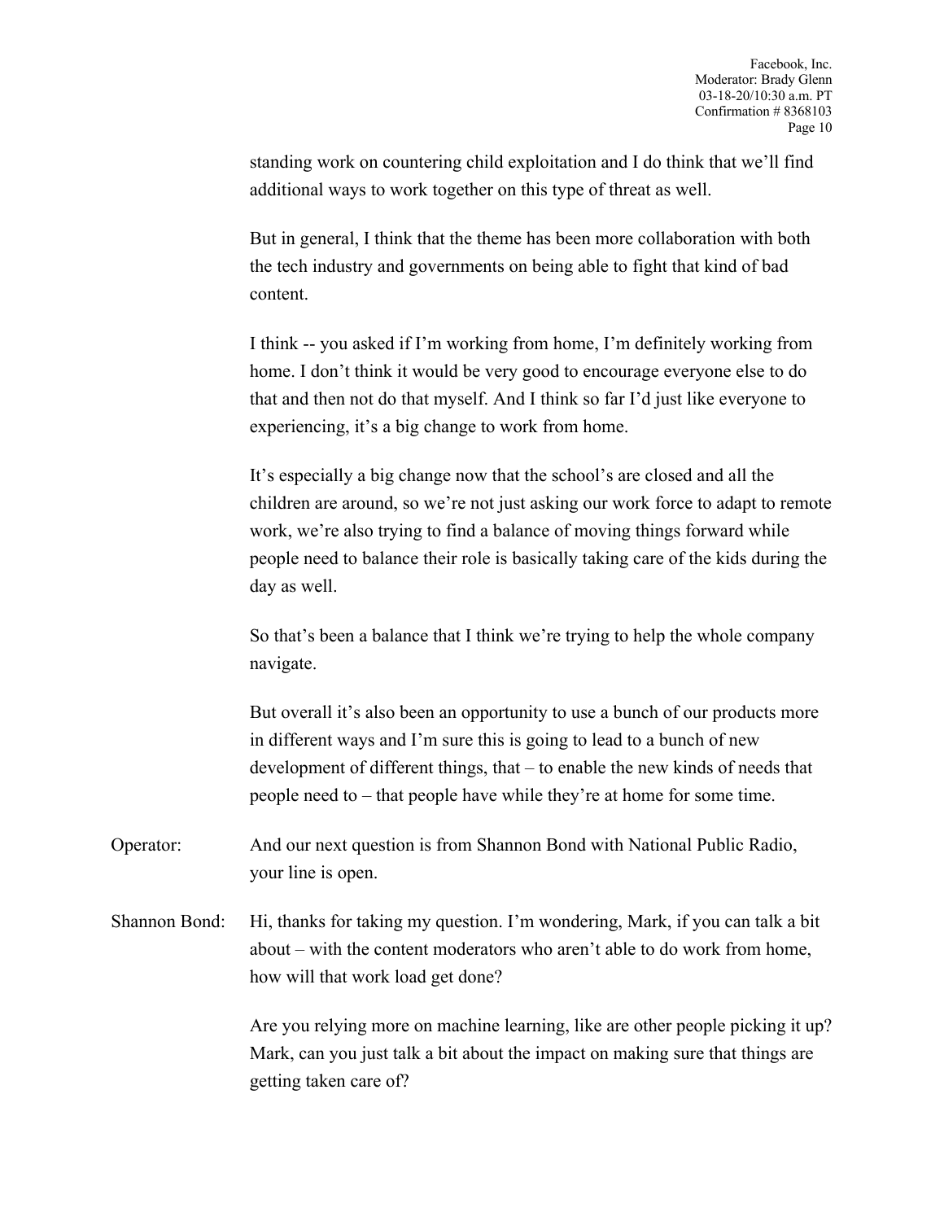standing work on countering child exploitation and I do think that we'll find additional ways to work together on this type of threat as well.

But in general, I think that the theme has been more collaboration with both the tech industry and governments on being able to fight that kind of bad content.

I think -- you asked if I'm working from home, I'm definitely working from home. I don't think it would be very good to encourage everyone else to do that and then not do that myself. And I think so far I'd just like everyone to experiencing, it's a big change to work from home.

It's especially a big change now that the school's are closed and all the children are around, so we're not just asking our work force to adapt to remote work, we're also trying to find a balance of moving things forward while people need to balance their role is basically taking care of the kids during the day as well.

So that's been a balance that I think we're trying to help the whole company navigate.

But overall it's also been an opportunity to use a bunch of our products more in different ways and I'm sure this is going to lead to a bunch of new development of different things, that – to enable the new kinds of needs that people need to – that people have while they're at home for some time.

Operator: And our next question is from Shannon Bond with National Public Radio, your line is open.

Shannon Bond: Hi, thanks for taking my question. I'm wondering, Mark, if you can talk a bit about – with the content moderators who aren't able to do work from home, how will that work load get done?

Are you relying more on machine learning, like are other people picking it up? Mark, can you just talk a bit about the impact on making sure that things are getting taken care of?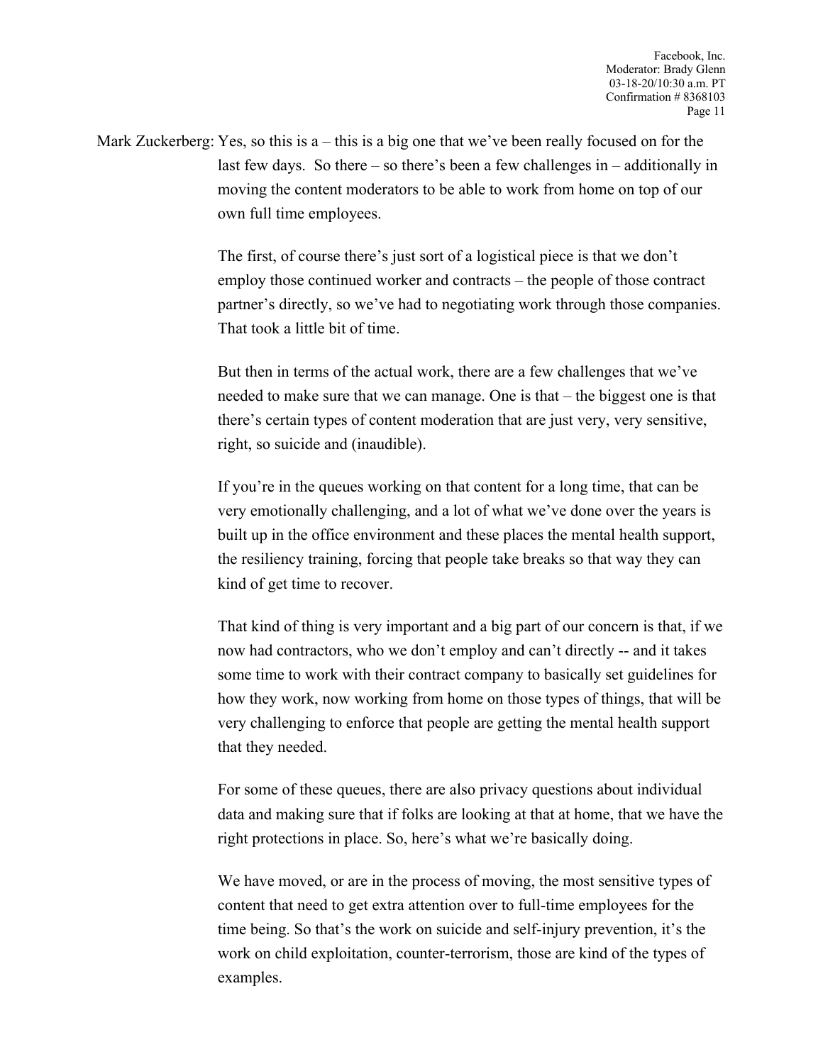Mark Zuckerberg: Yes, so this is a – this is a big one that we've been really focused on for the last few days. So there – so there's been a few challenges in – additionally in moving the content moderators to be able to work from home on top of our own full time employees.

The first, of course there's just sort of a logistical piece is that we don't employ those continued worker and contracts – the people of those contract partner's directly, so we've had to negotiating work through those companies. That took a little bit of time.

But then in terms of the actual work, there are a few challenges that we've needed to make sure that we can manage. One is that – the biggest one is that there's certain types of content moderation that are just very, very sensitive, right, so suicide and (inaudible).

If you're in the queues working on that content for a long time, that can be very emotionally challenging, and a lot of what we've done over the years is built up in the office environment and these places the mental health support, the resiliency training, forcing that people take breaks so that way they can kind of get time to recover.

That kind of thing is very important and a big part of our concern is that, if we now had contractors, who we don't employ and can't directly -- and it takes some time to work with their contract company to basically set guidelines for how they work, now working from home on those types of things, that will be very challenging to enforce that people are getting the mental health support that they needed.

For some of these queues, there are also privacy questions about individual data and making sure that if folks are looking at that at home, that we have the right protections in place. So, here's what we're basically doing.

We have moved, or are in the process of moving, the most sensitive types of content that need to get extra attention over to full-time employees for the time being. So that's the work on suicide and self-injury prevention, it's the work on child exploitation, counter-terrorism, those are kind of the types of examples.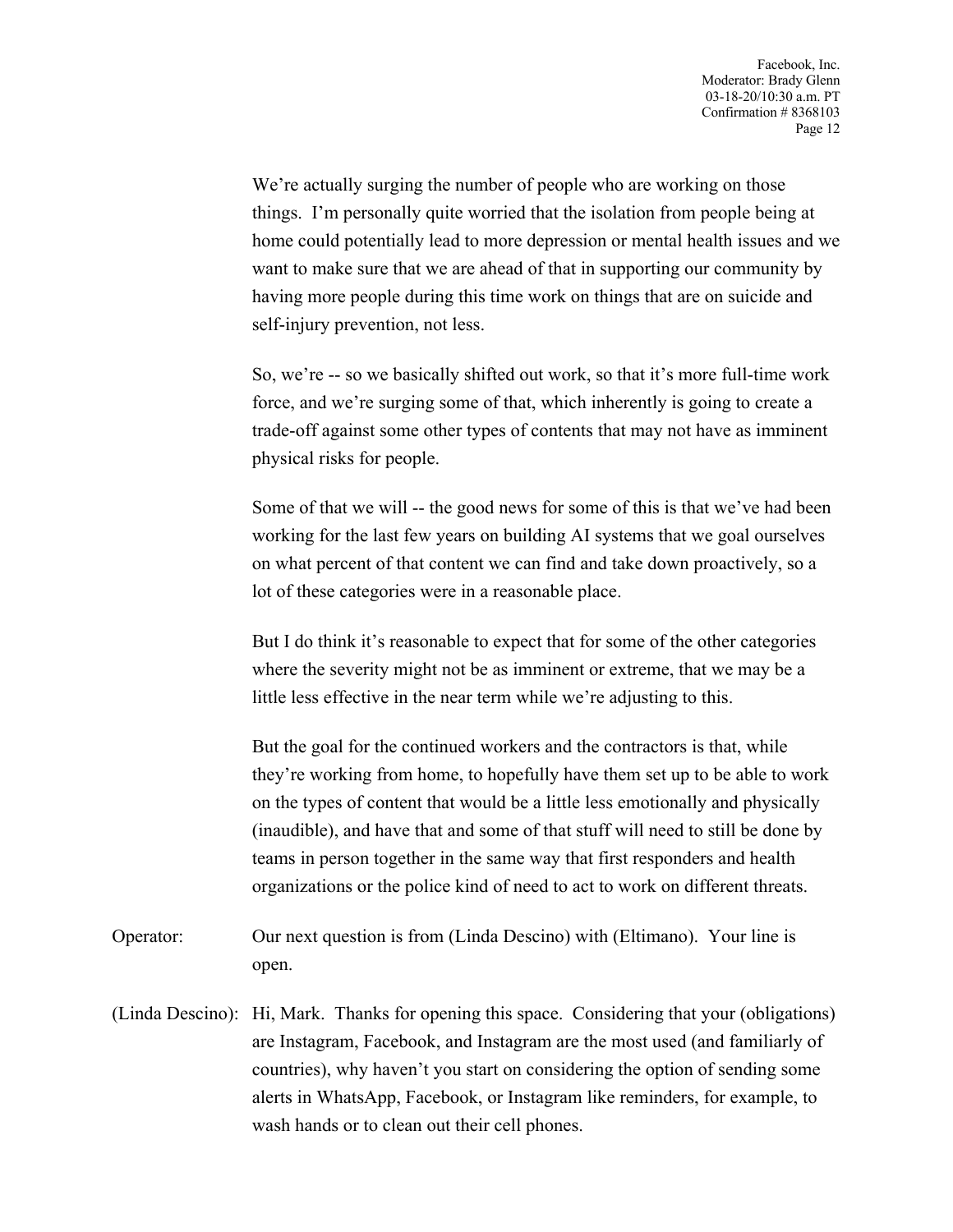We're actually surging the number of people who are working on those things. I'm personally quite worried that the isolation from people being at home could potentially lead to more depression or mental health issues and we want to make sure that we are ahead of that in supporting our community by having more people during this time work on things that are on suicide and self-injury prevention, not less.

So, we're -- so we basically shifted out work, so that it's more full-time work force, and we're surging some of that, which inherently is going to create a trade-off against some other types of contents that may not have as imminent physical risks for people.

Some of that we will -- the good news for some of this is that we've had been working for the last few years on building AI systems that we goal ourselves on what percent of that content we can find and take down proactively, so a lot of these categories were in a reasonable place.

But I do think it's reasonable to expect that for some of the other categories where the severity might not be as imminent or extreme, that we may be a little less effective in the near term while we're adjusting to this.

But the goal for the continued workers and the contractors is that, while they're working from home, to hopefully have them set up to be able to work on the types of content that would be a little less emotionally and physically (inaudible), and have that and some of that stuff will need to still be done by teams in person together in the same way that first responders and health organizations or the police kind of need to act to work on different threats.

Operator: Our next question is from (Linda Descino) with (Eltimano). Your line is open.

(Linda Descino): Hi, Mark. Thanks for opening this space. Considering that your (obligations) are Instagram, Facebook, and Instagram are the most used (and familiarly of countries), why haven't you start on considering the option of sending some alerts in WhatsApp, Facebook, or Instagram like reminders, for example, to wash hands or to clean out their cell phones.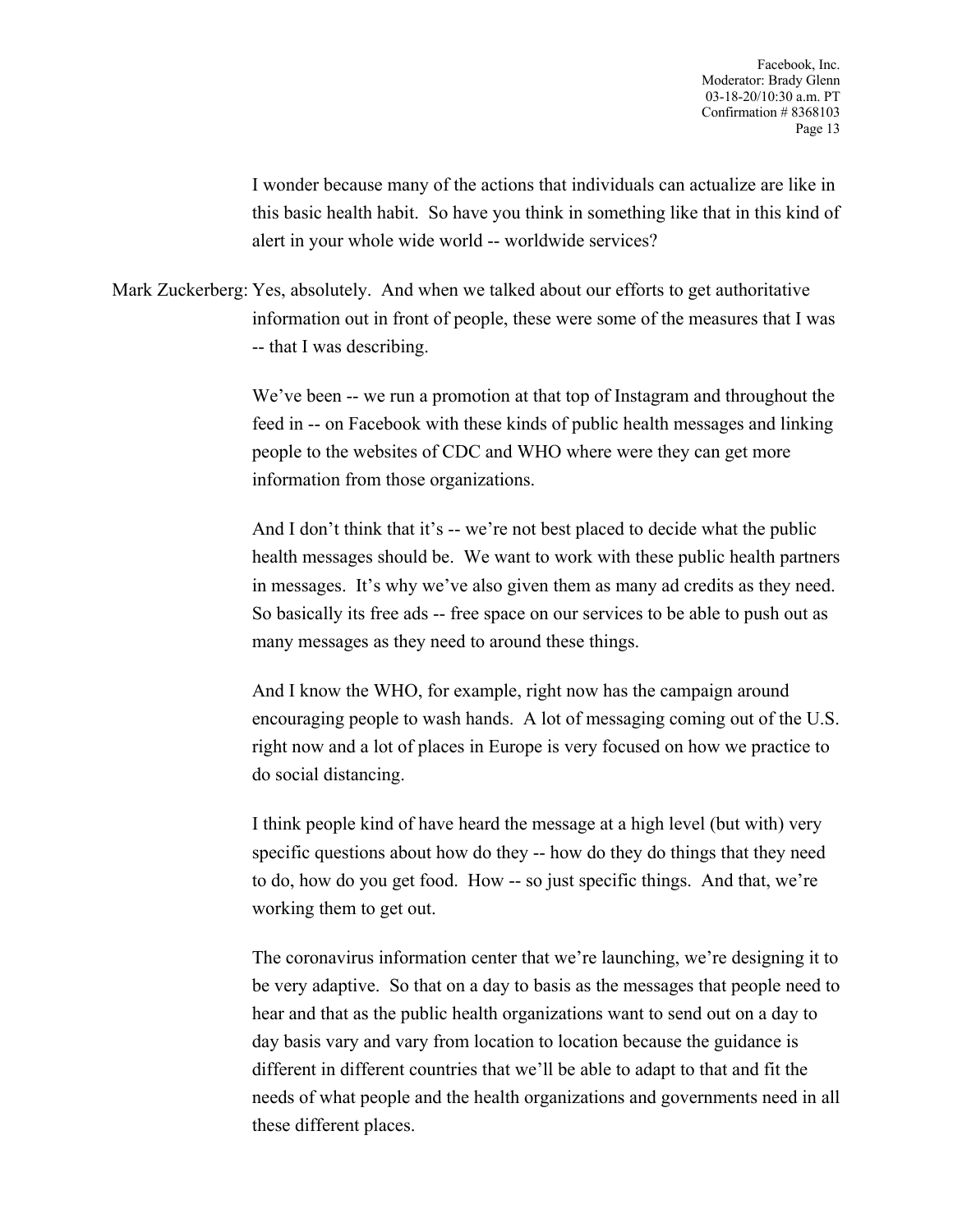I wonder because many of the actions that individuals can actualize are like in this basic health habit. So have you think in something like that in this kind of alert in your whole wide world -- worldwide services?

Mark Zuckerberg: Yes, absolutely. And when we talked about our efforts to get authoritative information out in front of people, these were some of the measures that I was -- that I was describing.

We've been -- we run a promotion at that top of Instagram and throughout the feed in -- on Facebook with these kinds of public health messages and linking people to the websites of CDC and WHO where were they can get more information from those organizations.

And I don't think that it's -- we're not best placed to decide what the public health messages should be. We want to work with these public health partners in messages. It's why we've also given them as many ad credits as they need. So basically its free ads -- free space on our services to be able to push out as many messages as they need to around these things.

And I know the WHO, for example, right now has the campaign around encouraging people to wash hands. A lot of messaging coming out of the U.S. right now and a lot of places in Europe is very focused on how we practice to do social distancing.

I think people kind of have heard the message at a high level (but with) very specific questions about how do they -- how do they do things that they need to do, how do you get food. How -- so just specific things. And that, we're working them to get out.

The coronavirus information center that we're launching, we're designing it to be very adaptive. So that on a day to basis as the messages that people need to hear and that as the public health organizations want to send out on a day to day basis vary and vary from location to location because the guidance is different in different countries that we'll be able to adapt to that and fit the needs of what people and the health organizations and governments need in all these different places.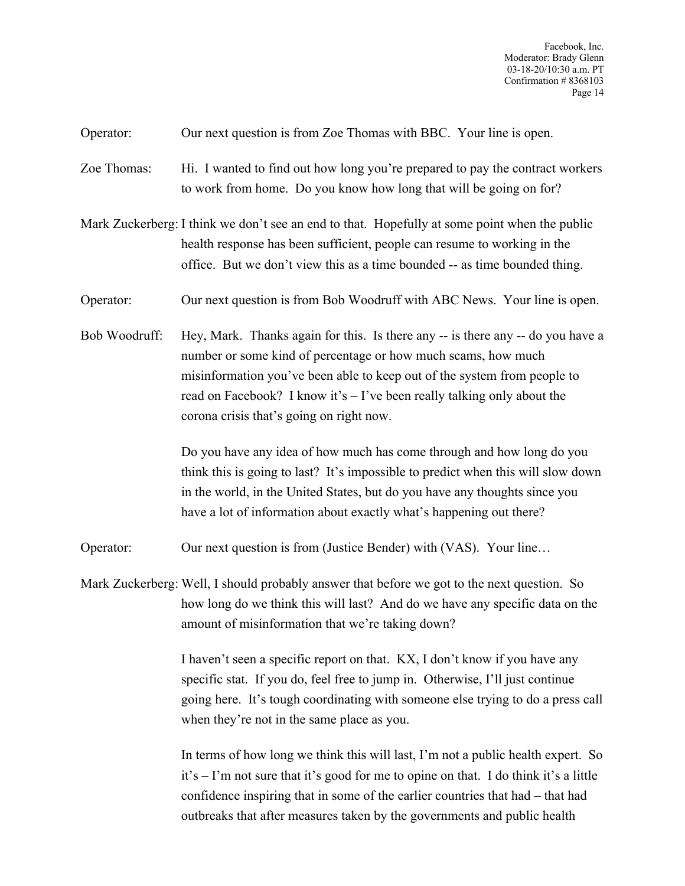Operator: Our next question is from Zoe Thomas with BBC. Your line is open.

Zoe Thomas: Hi. I wanted to find out how long you're prepared to pay the contract workers to work from home. Do you know how long that will be going on for?

Mark Zuckerberg: I think we don't see an end to that. Hopefully at some point when the public health response has been sufficient, people can resume to working in the office. But we don't view this as a time bounded -- as time bounded thing.

Operator: Our next question is from Bob Woodruff with ABC News. Your line is open.

Bob Woodruff: Hey, Mark. Thanks again for this. Is there any -- is there any -- do you have a number or some kind of percentage or how much scams, how much misinformation you've been able to keep out of the system from people to read on Facebook? I know it's – I've been really talking only about the corona crisis that's going on right now.

Do you have any idea of how much has come through and how long do you think this is going to last? It's impossible to predict when this will slow down in the world, in the United States, but do you have any thoughts since you have a lot of information about exactly what's happening out there?

Operator: Our next question is from (Justice Bender) with (VAS). Your line…

Mark Zuckerberg: Well, I should probably answer that before we got to the next question. So how long do we think this will last? And do we have any specific data on the amount of misinformation that we're taking down?

I haven't seen a specific report on that. KX, I don't know if you have any specific stat. If you do, feel free to jump in. Otherwise, I'll just continue going here. It's tough coordinating with someone else trying to do a press call when they're not in the same place as you.

In terms of how long we think this will last, I'm not a public health expert. So it's – I'm not sure that it's good for me to opine on that. I do think it's a little confidence inspiring that in some of the earlier countries that had – that had outbreaks that after measures taken by the governments and public health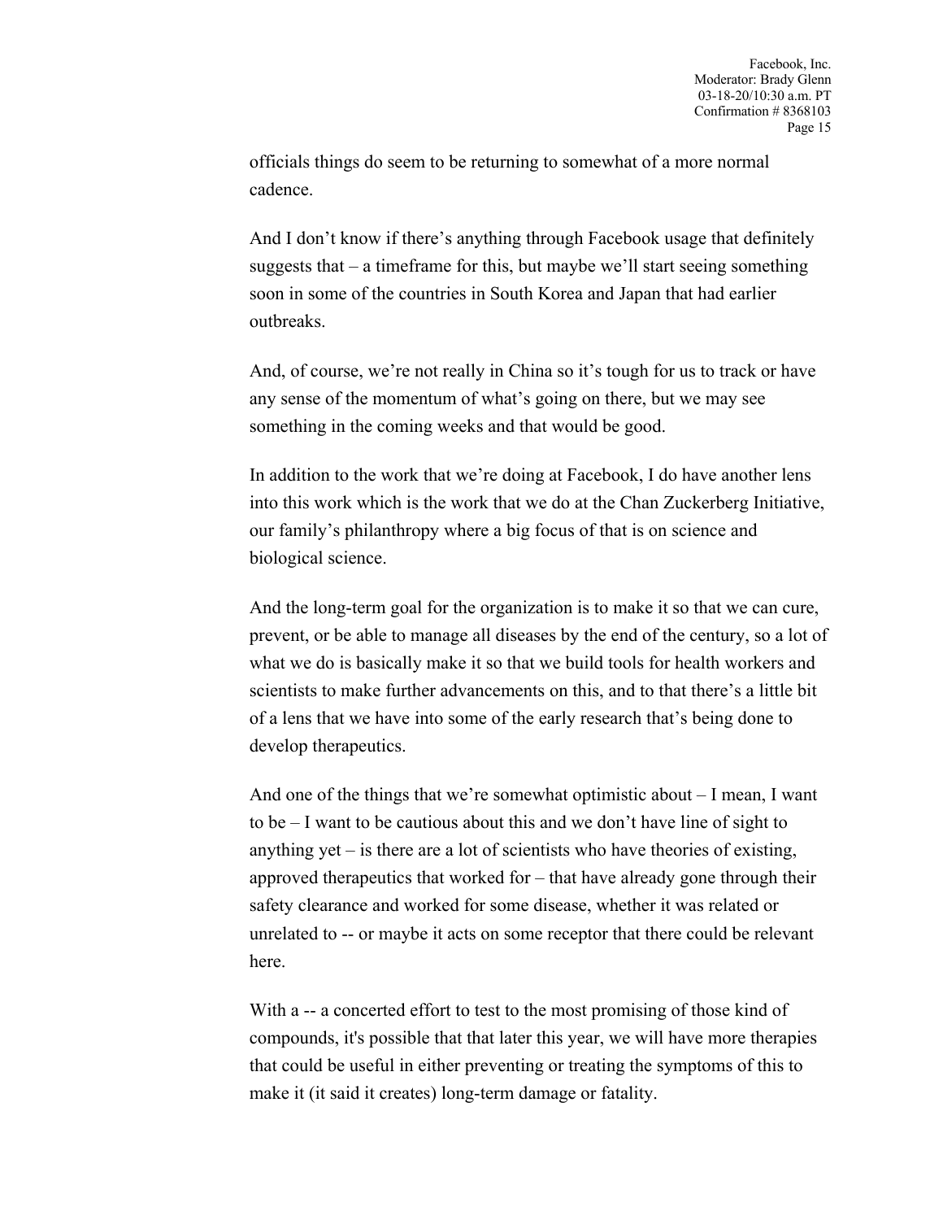officials things do seem to be returning to somewhat of a more normal cadence.

And I don't know if there's anything through Facebook usage that definitely suggests that – a timeframe for this, but maybe we'll start seeing something soon in some of the countries in South Korea and Japan that had earlier outbreaks.

And, of course, we're not really in China so it's tough for us to track or have any sense of the momentum of what's going on there, but we may see something in the coming weeks and that would be good.

In addition to the work that we're doing at Facebook, I do have another lens into this work which is the work that we do at the Chan Zuckerberg Initiative, our family's philanthropy where a big focus of that is on science and biological science.

And the long-term goal for the organization is to make it so that we can cure, prevent, or be able to manage all diseases by the end of the century, so a lot of what we do is basically make it so that we build tools for health workers and scientists to make further advancements on this, and to that there's a little bit of a lens that we have into some of the early research that's being done to develop therapeutics.

And one of the things that we're somewhat optimistic about – I mean, I want to be – I want to be cautious about this and we don't have line of sight to anything yet – is there are a lot of scientists who have theories of existing, approved therapeutics that worked for – that have already gone through their safety clearance and worked for some disease, whether it was related or unrelated to -- or maybe it acts on some receptor that there could be relevant here.

With a -- a concerted effort to test to the most promising of those kind of compounds, it's possible that that later this year, we will have more therapies that could be useful in either preventing or treating the symptoms of this to make it (it said it creates) long-term damage or fatality.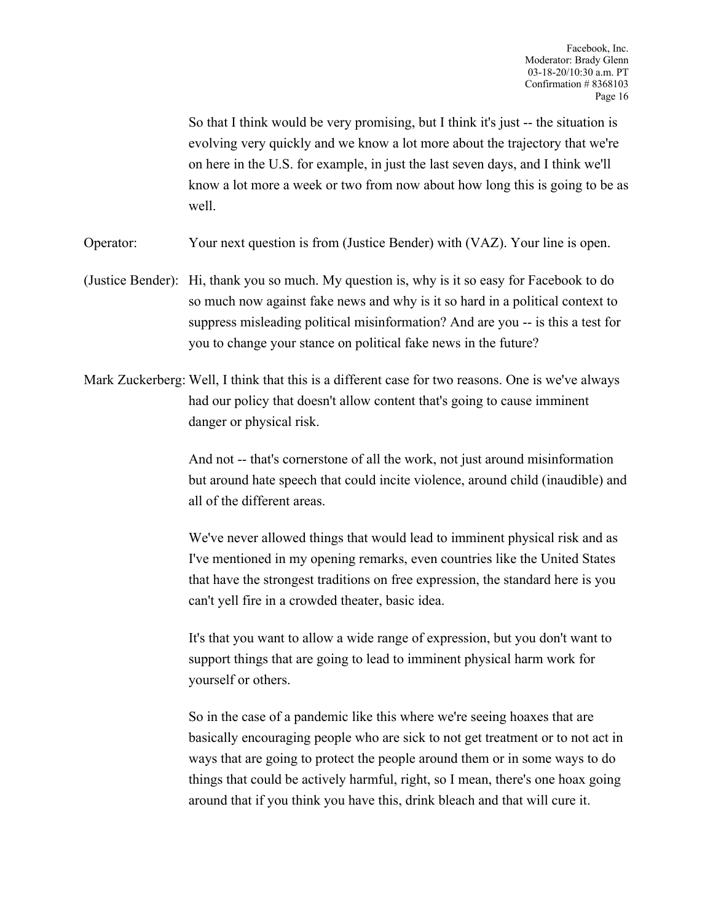So that I think would be very promising, but I think it's just -- the situation is evolving very quickly and we know a lot more about the trajectory that we're on here in the U.S. for example, in just the last seven days, and I think we'll know a lot more a week or two from now about how long this is going to be as well.

Operator: Your next question is from (Justice Bender) with (VAZ). Your line is open.

(Justice Bender): Hi, thank you so much. My question is, why is it so easy for Facebook to do so much now against fake news and why is it so hard in a political context to suppress misleading political misinformation? And are you -- is this a test for you to change your stance on political fake news in the future?

Mark Zuckerberg: Well, I think that this is a different case for two reasons. One is we've always had our policy that doesn't allow content that's going to cause imminent danger or physical risk.

And not -- that's cornerstone of all the work, not just around misinformation but around hate speech that could incite violence, around child (inaudible) and all of the different areas.

We've never allowed things that would lead to imminent physical risk and as I've mentioned in my opening remarks, even countries like the United States that have the strongest traditions on free expression, the standard here is you can't yell fire in a crowded theater, basic idea.

It's that you want to allow a wide range of expression, but you don't want to support things that are going to lead to imminent physical harm work for yourself or others.

So in the case of a pandemic like this where we're seeing hoaxes that are basically encouraging people who are sick to not get treatment or to not act in ways that are going to protect the people around them or in some ways to do things that could be actively harmful, right, so I mean, there's one hoax going around that if you think you have this, drink bleach and that will cure it.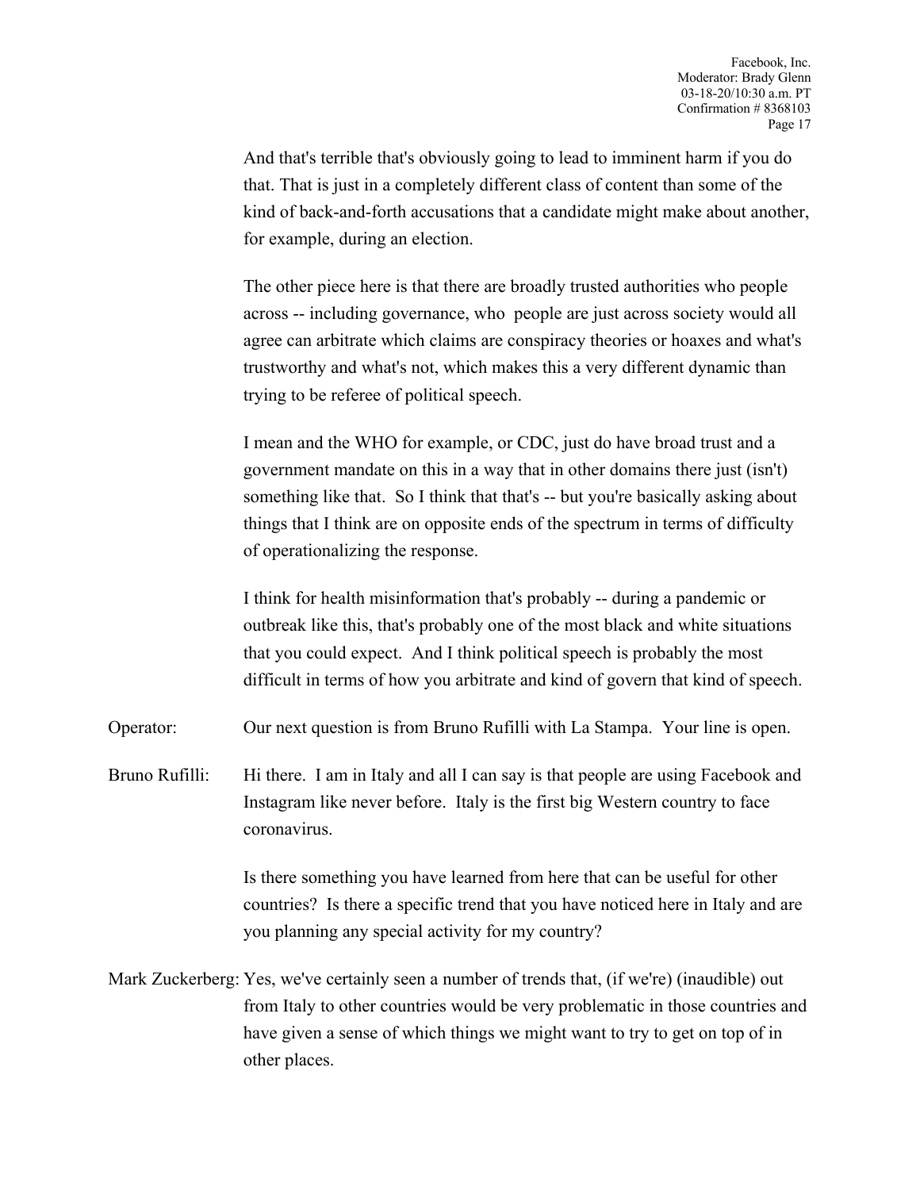And that's terrible that's obviously going to lead to imminent harm if you do that. That is just in a completely different class of content than some of the kind of back-and-forth accusations that a candidate might make about another, for example, during an election.

The other piece here is that there are broadly trusted authorities who people across -- including governance, who people are just across society would all agree can arbitrate which claims are conspiracy theories or hoaxes and what's trustworthy and what's not, which makes this a very different dynamic than trying to be referee of political speech.

I mean and the WHO for example, or CDC, just do have broad trust and a government mandate on this in a way that in other domains there just (isn't) something like that. So I think that that's -- but you're basically asking about things that I think are on opposite ends of the spectrum in terms of difficulty of operationalizing the response.

I think for health misinformation that's probably -- during a pandemic or outbreak like this, that's probably one of the most black and white situations that you could expect. And I think political speech is probably the most difficult in terms of how you arbitrate and kind of govern that kind of speech.

Operator: Our next question is from Bruno Rufilli with La Stampa. Your line is open.

Bruno Rufilli: Hi there. I am in Italy and all I can say is that people are using Facebook and Instagram like never before. Italy is the first big Western country to face coronavirus.

Is there something you have learned from here that can be useful for other countries? Is there a specific trend that you have noticed here in Italy and are you planning any special activity for my country?

Mark Zuckerberg: Yes, we've certainly seen a number of trends that, (if we're) (inaudible) out from Italy to other countries would be very problematic in those countries and have given a sense of which things we might want to try to get on top of in other places.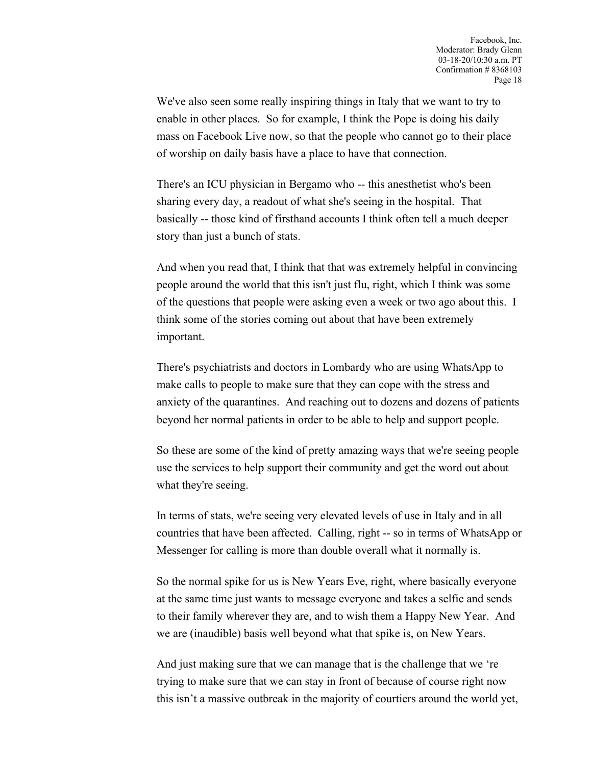We've also seen some really inspiring things in Italy that we want to try to enable in other places. So for example, I think the Pope is doing his daily mass on Facebook Live now, so that the people who cannot go to their place of worship on daily basis have a place to have that connection.

There's an ICU physician in Bergamo who -- this anesthetist who's been sharing every day, a readout of what she's seeing in the hospital. That basically -- those kind of firsthand accounts I think often tell a much deeper story than just a bunch of stats.

And when you read that, I think that that was extremely helpful in convincing people around the world that this isn't just flu, right, which I think was some of the questions that people were asking even a week or two ago about this. I think some of the stories coming out about that have been extremely important.

There's psychiatrists and doctors in Lombardy who are using WhatsApp to make calls to people to make sure that they can cope with the stress and anxiety of the quarantines. And reaching out to dozens and dozens of patients beyond her normal patients in order to be able to help and support people.

So these are some of the kind of pretty amazing ways that we're seeing people use the services to help support their community and get the word out about what they're seeing.

In terms of stats, we're seeing very elevated levels of use in Italy and in all countries that have been affected. Calling, right -- so in terms of WhatsApp or Messenger for calling is more than double overall what it normally is.

So the normal spike for us is New Years Eve, right, where basically everyone at the same time just wants to message everyone and takes a selfie and sends to their family wherever they are, and to wish them a Happy New Year. And we are (inaudible) basis well beyond what that spike is, on New Years.

And just making sure that we can manage that is the challenge that we 're trying to make sure that we can stay in front of because of course right now this isn't a massive outbreak in the majority of courtiers around the world yet,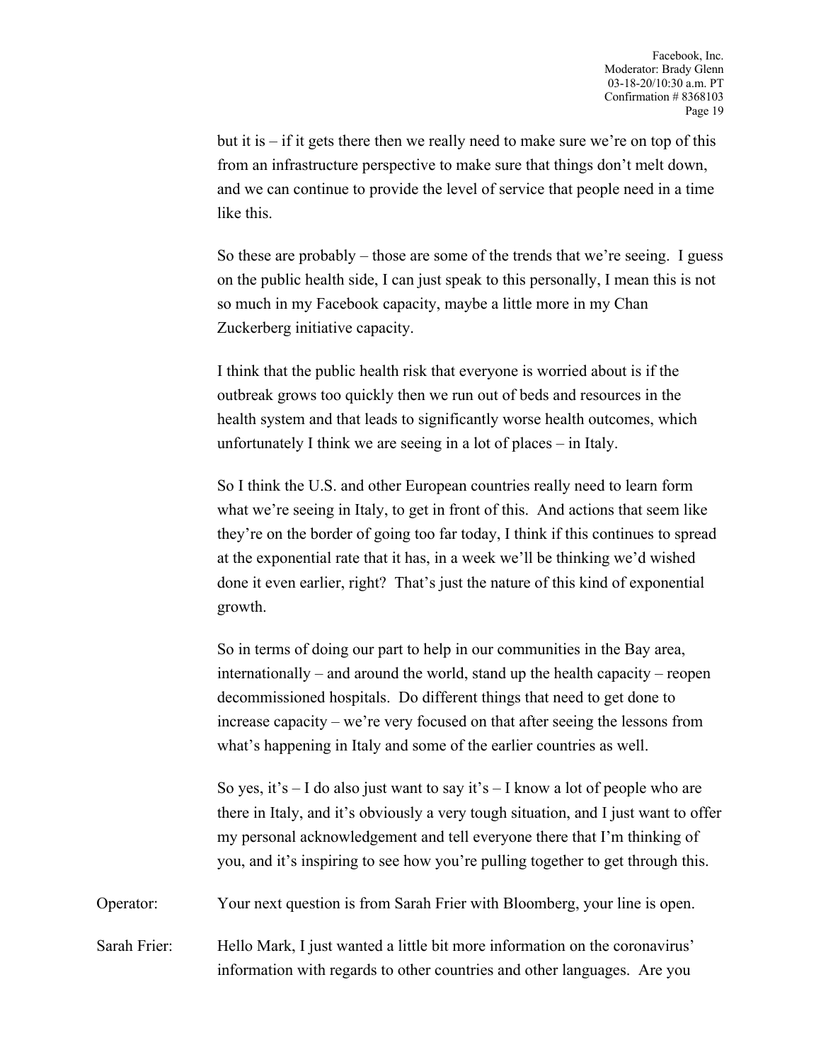but it is – if it gets there then we really need to make sure we're on top of this from an infrastructure perspective to make sure that things don't melt down, and we can continue to provide the level of service that people need in a time like this.

So these are probably – those are some of the trends that we're seeing. I guess on the public health side, I can just speak to this personally, I mean this is not so much in my Facebook capacity, maybe a little more in my Chan Zuckerberg initiative capacity.

I think that the public health risk that everyone is worried about is if the outbreak grows too quickly then we run out of beds and resources in the health system and that leads to significantly worse health outcomes, which unfortunately I think we are seeing in a lot of places – in Italy.

So I think the U.S. and other European countries really need to learn form what we're seeing in Italy, to get in front of this. And actions that seem like they're on the border of going too far today, I think if this continues to spread at the exponential rate that it has, in a week we'll be thinking we'd wished done it even earlier, right? That's just the nature of this kind of exponential growth.

So in terms of doing our part to help in our communities in the Bay area, internationally – and around the world, stand up the health capacity – reopen decommissioned hospitals. Do different things that need to get done to increase capacity – we're very focused on that after seeing the lessons from what's happening in Italy and some of the earlier countries as well.

So yes, it's – I do also just want to say it's – I know a lot of people who are there in Italy, and it's obviously a very tough situation, and I just want to offer my personal acknowledgement and tell everyone there that I'm thinking of you, and it's inspiring to see how you're pulling together to get through this.

Operator: Your next question is from Sarah Frier with Bloomberg, your line is open.

Sarah Frier: Hello Mark, I just wanted a little bit more information on the coronavirus' information with regards to other countries and other languages. Are you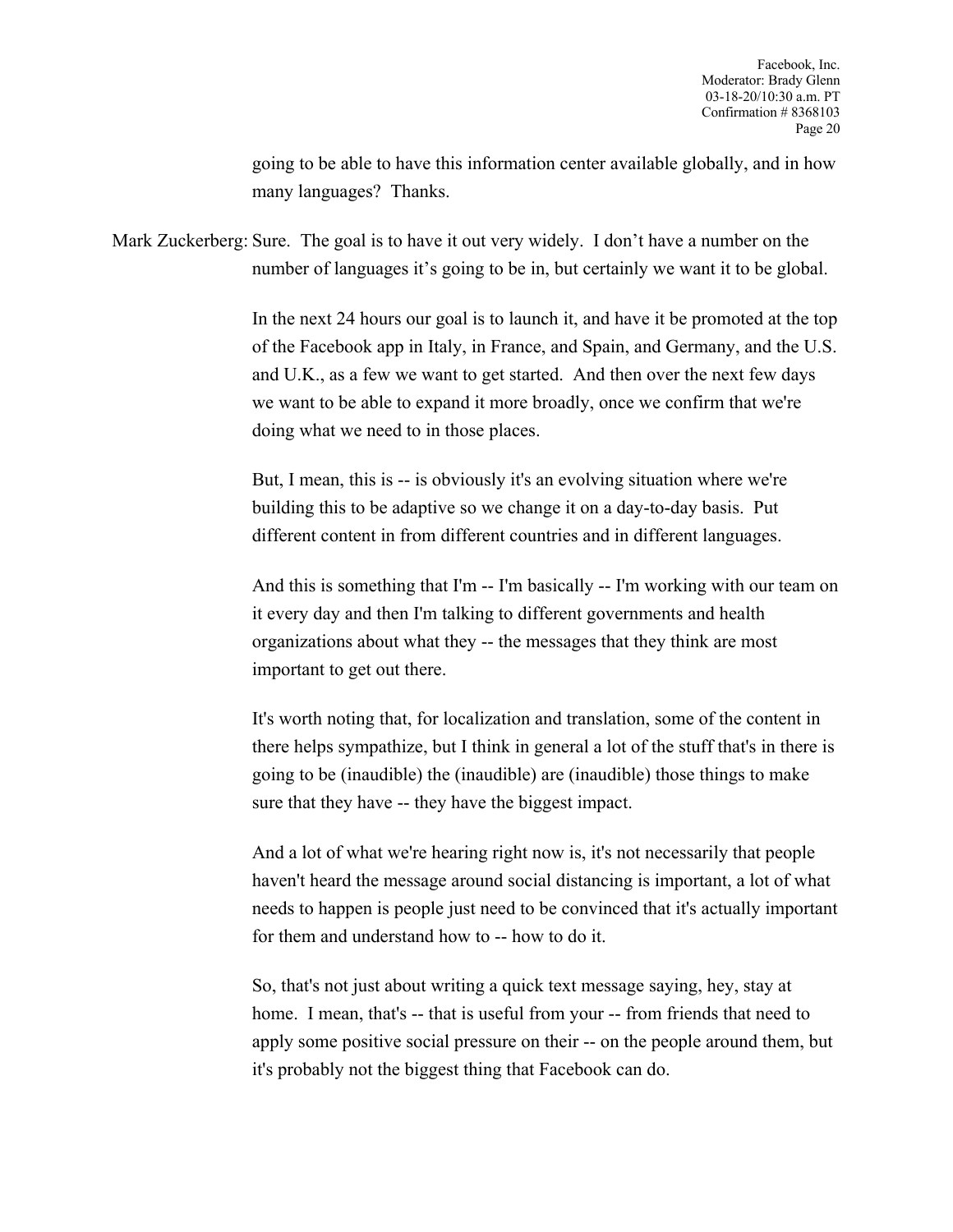going to be able to have this information center available globally, and in how many languages? Thanks.

Mark Zuckerberg: Sure. The goal is to have it out very widely. I don't have a number on the number of languages it's going to be in, but certainly we want it to be global.

In the next 24 hours our goal is to launch it, and have it be promoted at the top of the Facebook app in Italy, in France, and Spain, and Germany, and the U.S. and U.K., as a few we want to get started. And then over the next few days we want to be able to expand it more broadly, once we confirm that we're doing what we need to in those places.

But, I mean, this is -- is obviously it's an evolving situation where we're building this to be adaptive so we change it on a day-to-day basis. Put different content in from different countries and in different languages.

And this is something that I'm -- I'm basically -- I'm working with our team on it every day and then I'm talking to different governments and health organizations about what they -- the messages that they think are most important to get out there.

It's worth noting that, for localization and translation, some of the content in there helps sympathize, but I think in general a lot of the stuff that's in there is going to be (inaudible) the (inaudible) are (inaudible) those things to make sure that they have -- they have the biggest impact.

And a lot of what we're hearing right now is, it's not necessarily that people haven't heard the message around social distancing is important, a lot of what needs to happen is people just need to be convinced that it's actually important for them and understand how to -- how to do it.

So, that's not just about writing a quick text message saying, hey, stay at home. I mean, that's -- that is useful from your -- from friends that need to apply some positive social pressure on their -- on the people around them, but it's probably not the biggest thing that Facebook can do.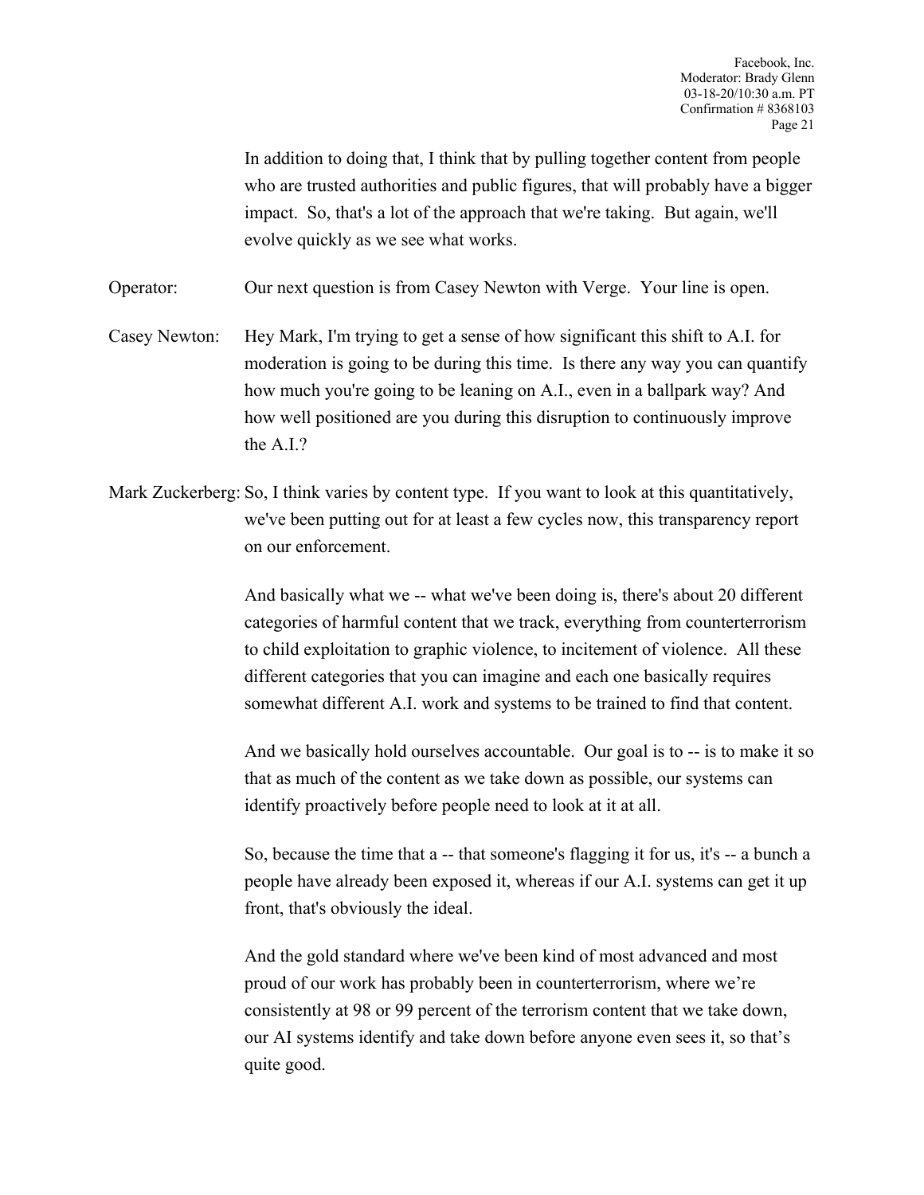In addition to doing that, I think that by pulling together content from people who are trusted authorities and public figures, that will probably have a bigger impact. So, that's a lot of the approach that we're taking. But again, we'll evolve quickly as we see what works.

Operator: Our next question is from Casey Newton with Verge. Your line is open.

Casey Newton: Hey Mark, I'm trying to get a sense of how significant this shift to A.I. for moderation is going to be during this time. Is there any way you can quantify how much you're going to be leaning on A.I., even in a ballpark way? And how well positioned are you during this disruption to continuously improve the A.I.?

Mark Zuckerberg: So, I think varies by content type. If you want to look at this quantitatively, we've been putting out for at least a few cycles now, this transparency report on our enforcement.

And basically what we -- what we've been doing is, there's about 20 different categories of harmful content that we track, everything from counterterrorism to child exploitation to graphic violence, to incitement of violence. All these different categories that you can imagine and each one basically requires somewhat different A.I. work and systems to be trained to find that content.

And we basically hold ourselves accountable. Our goal is to -- is to make it so that as much of the content as we take down as possible, our systems can identify proactively before people need to look at it at all.

So, because the time that a -- that someone's flagging it for us, it's -- a bunch a people have already been exposed it, whereas if our A.I. systems can get it up front, that's obviously the ideal.

And the gold standard where we've been kind of most advanced and most proud of our work has probably been in counterterrorism, where we're consistently at 98 or 99 percent of the terrorism content that we take down, our AI systems identify and take down before anyone even sees it, so that's quite good.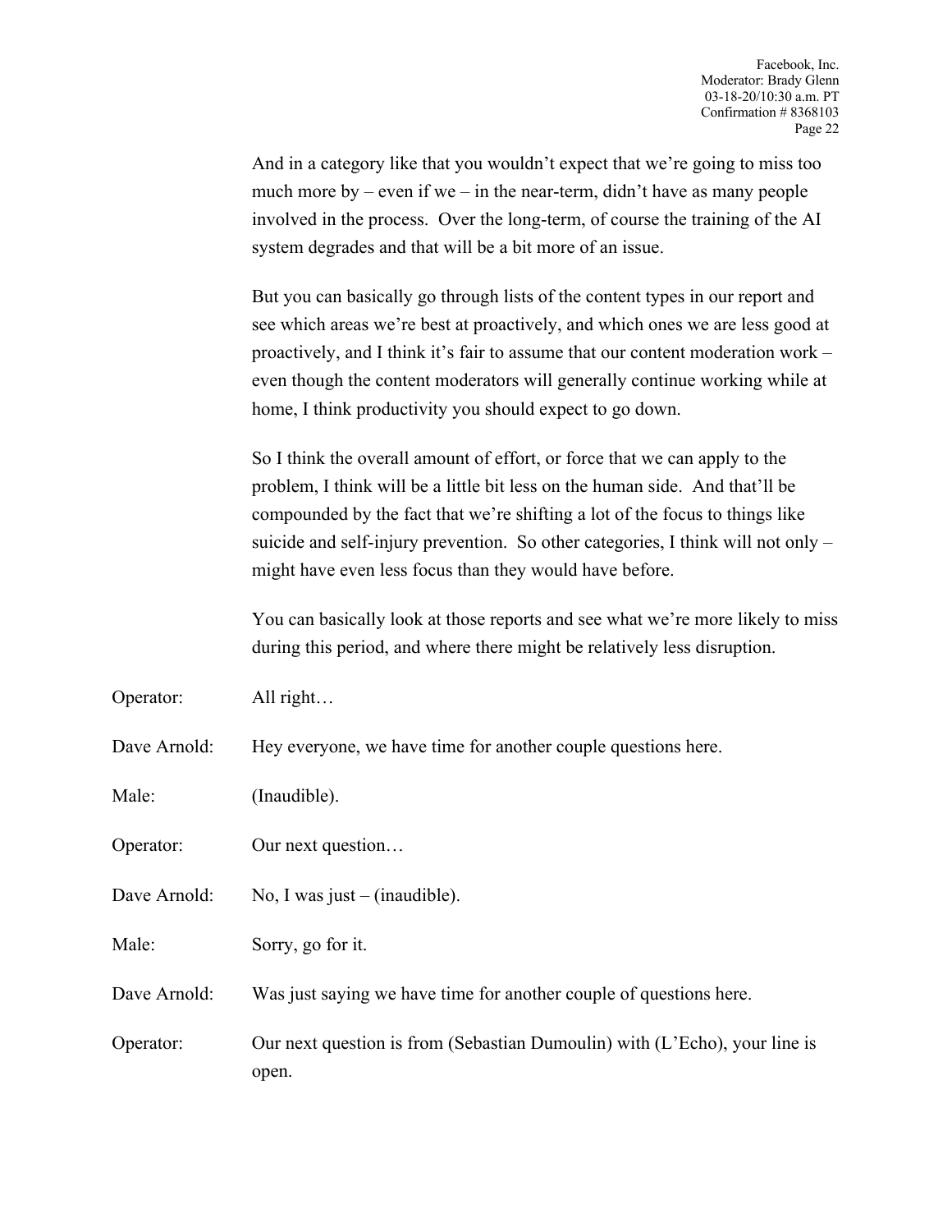And in a category like that you wouldn't expect that we're going to miss too much more by – even if we – in the near-term, didn't have as many people involved in the process. Over the long-term, of course the training of the AI system degrades and that will be a bit more of an issue.

But you can basically go through lists of the content types in our report and see which areas we're best at proactively, and which ones we are less good at proactively, and I think it's fair to assume that our content moderation work – even though the content moderators will generally continue working while at home, I think productivity you should expect to go down.

So I think the overall amount of effort, or force that we can apply to the problem, I think will be a little bit less on the human side. And that'll be compounded by the fact that we're shifting a lot of the focus to things like suicide and self-injury prevention. So other categories, I think will not only – might have even less focus than they would have before.

You can basically look at those reports and see what we're more likely to miss during this period, and where there might be relatively less disruption.

Operator: All right…

Dave Arnold: Hey everyone, we have time for another couple questions here.

Male: (Inaudible).

Operator: Our next question…

Dave Arnold: No, I was just – (inaudible).

Male: Sorry, go for it.

Dave Arnold: Was just saying we have time for another couple of questions here.

Operator: Our next question is from (Sebastian Dumoulin) with (L'Echo), your line is open.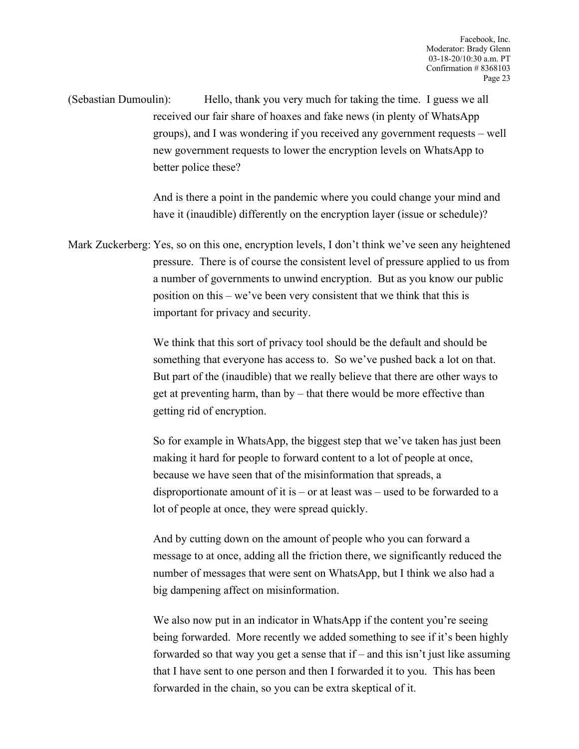(Sebastian Dumoulin): Hello, thank you very much for taking the time. I guess we all received our fair share of hoaxes and fake news (in plenty of WhatsApp groups), and I was wondering if you received any government requests – well new government requests to lower the encryption levels on WhatsApp to better police these?

And is there a point in the pandemic where you could change your mind and have it (inaudible) differently on the encryption layer (issue or schedule)?

Mark Zuckerberg: Yes, so on this one, encryption levels, I don't think we've seen any heightened pressure. There is of course the consistent level of pressure applied to us from a number of governments to unwind encryption. But as you know our public position on this – we've been very consistent that we think that this is important for privacy and security.

We think that this sort of privacy tool should be the default and should be something that everyone has access to. So we've pushed back a lot on that. But part of the (inaudible) that we really believe that there are other ways to get at preventing harm, than by – that there would be more effective than getting rid of encryption.

So for example in WhatsApp, the biggest step that we've taken has just been making it hard for people to forward content to a lot of people at once, because we have seen that of the misinformation that spreads, a disproportionate amount of it is – or at least was – used to be forwarded to a lot of people at once, they were spread quickly.

And by cutting down on the amount of people who you can forward a message to at once, adding all the friction there, we significantly reduced the number of messages that were sent on WhatsApp, but I think we also had a big dampening affect on misinformation.

We also now put in an indicator in WhatsApp if the content you're seeing being forwarded. More recently we added something to see if it's been highly forwarded so that way you get a sense that if – and this isn't just like assuming that I have sent to one person and then I forwarded it to you. This has been forwarded in the chain, so you can be extra skeptical of it.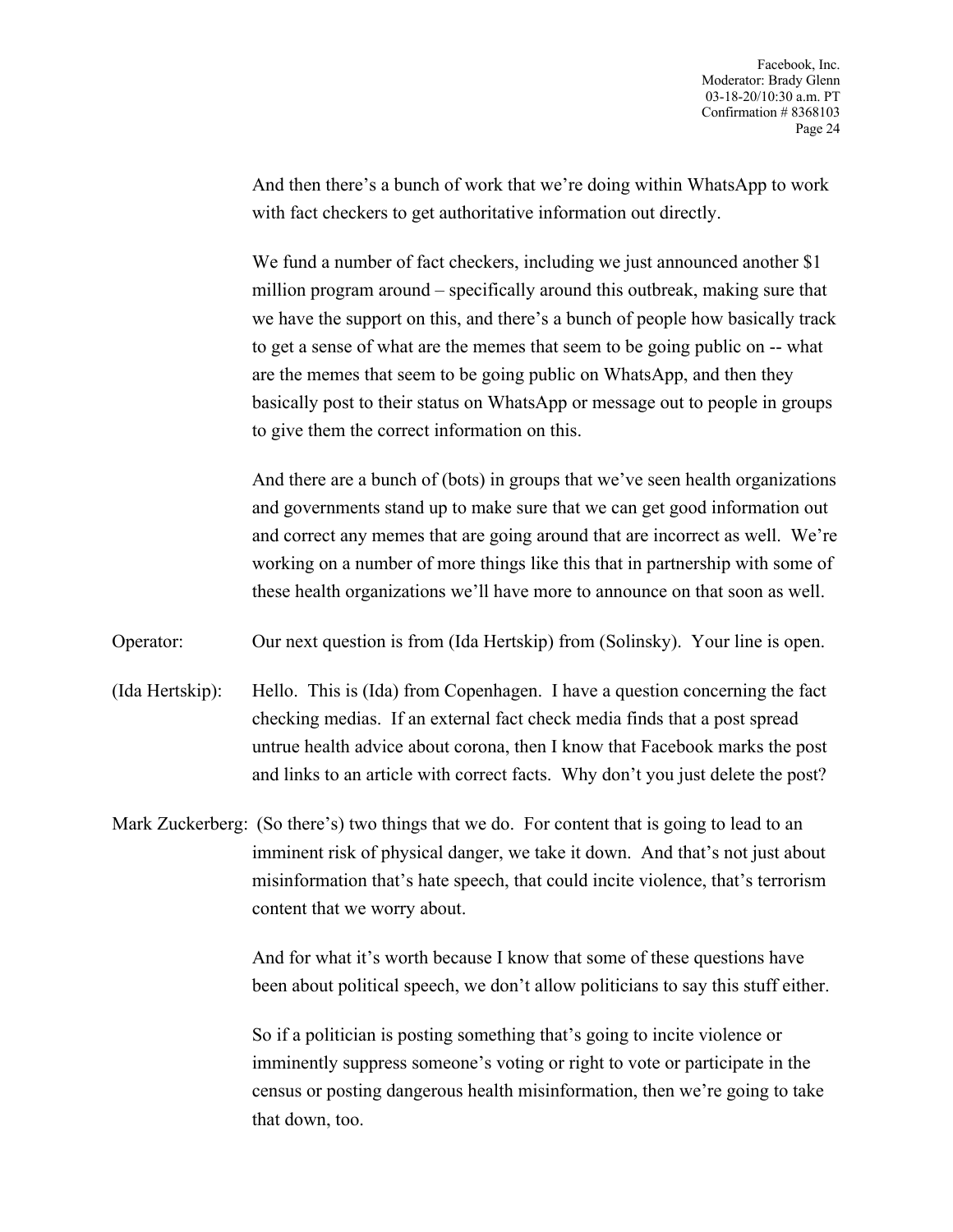And then there's a bunch of work that we're doing within WhatsApp to work with fact checkers to get authoritative information out directly.

We fund a number of fact checkers, including we just announced another $1 million program around – specifically around this outbreak, making sure that we have the support on this, and there's a bunch of people how basically track to get a sense of what are the memes that seem to be going public on -- what are the memes that seem to be going public on WhatsApp, and then they basically post to their status on WhatsApp or message out to people in groups to give them the correct information on this.

And there are a bunch of (bots) in groups that we've seen health organizations and governments stand up to make sure that we can get good information out and correct any memes that are going around that are incorrect as well. We're working on a number of more things like this that in partnership with some of these health organizations we'll have more to announce on that soon as well.

Operator: Our next question is from (Ida Hertskip) from (Solinsky). Your line is open.

(Ida Hertskip): Hello. This is (Ida) from Copenhagen. I have a question concerning the fact checking medias. If an external fact check media finds that a post spread untrue health advice about corona, then I know that Facebook marks the post and links to an article with correct facts. Why don't you just delete the post?

Mark Zuckerberg: (So there's) two things that we do. For content that is going to lead to an imminent risk of physical danger, we take it down. And that's not just about misinformation that's hate speech, that could incite violence, that's terrorism content that we worry about.

And for what it's worth because I know that some of these questions have been about political speech, we don't allow politicians to say this stuff either.

So if a politician is posting something that's going to incite violence or imminently suppress someone's voting or right to vote or participate in the census or posting dangerous health misinformation, then we're going to take that down, too.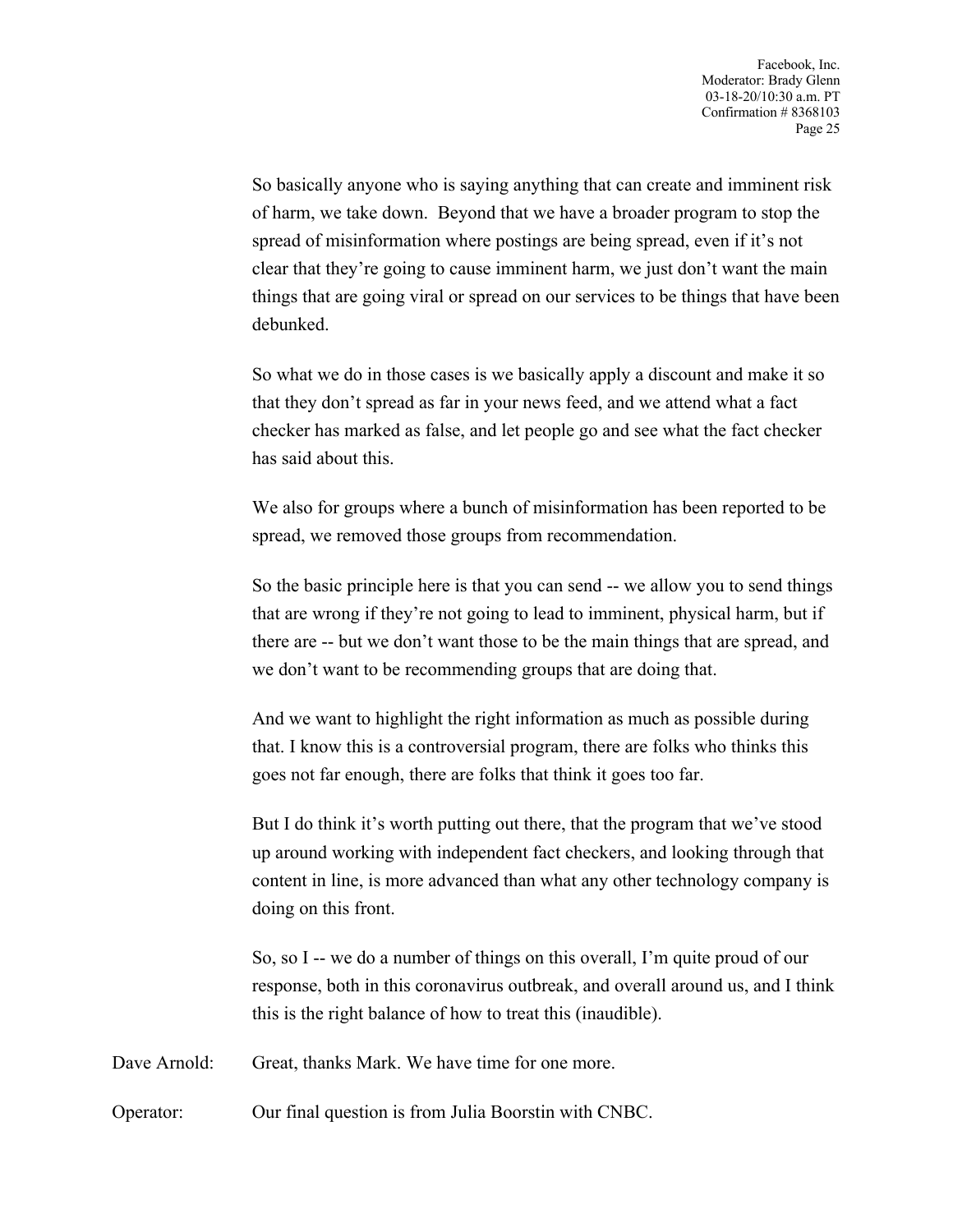So basically anyone who is saying anything that can create and imminent risk of harm, we take down. Beyond that we have a broader program to stop the spread of misinformation where postings are being spread, even if it's not clear that they're going to cause imminent harm, we just don't want the main things that are going viral or spread on our services to be things that have been debunked.

So what we do in those cases is we basically apply a discount and make it so that they don't spread as far in your news feed, and we attend what a fact checker has marked as false, and let people go and see what the fact checker has said about this.

We also for groups where a bunch of misinformation has been reported to be spread, we removed those groups from recommendation.

So the basic principle here is that you can send -- we allow you to send things that are wrong if they're not going to lead to imminent, physical harm, but if there are -- but we don't want those to be the main things that are spread, and we don't want to be recommending groups that are doing that.

And we want to highlight the right information as much as possible during that. I know this is a controversial program, there are folks who thinks this goes not far enough, there are folks that think it goes too far.

But I do think it's worth putting out there, that the program that we've stood up around working with independent fact checkers, and looking through that content in line, is more advanced than what any other technology company is doing on this front.

So, so I -- we do a number of things on this overall, I'm quite proud of our response, both in this coronavirus outbreak, and overall around us, and I think this is the right balance of how to treat this (inaudible).

Dave Arnold: Great, thanks Mark. We have time for one more.

Operator: Our final question is from Julia Boorstin with CNBC.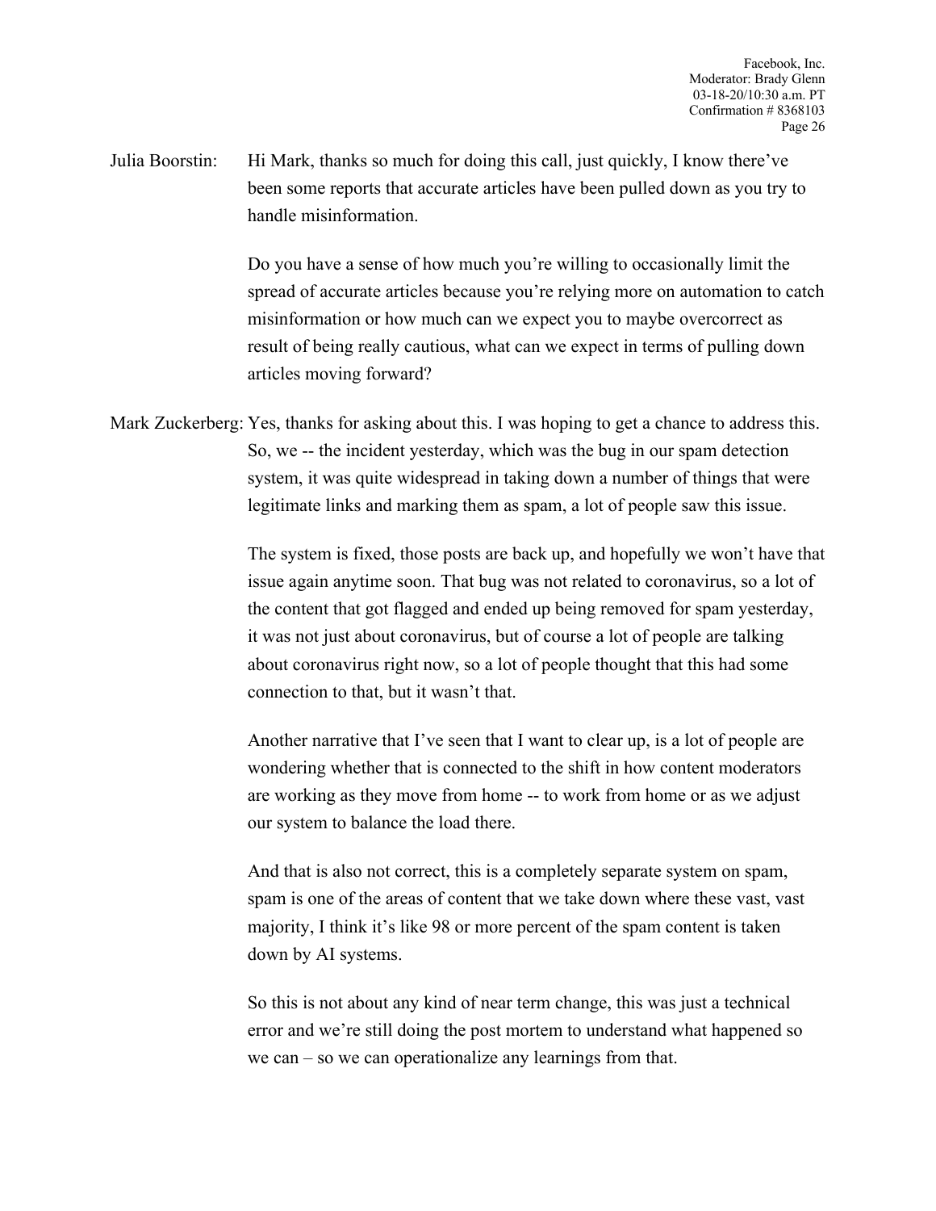Julia Boorstin: Hi Mark, thanks so much for doing this call, just quickly, I know there've been some reports that accurate articles have been pulled down as you try to handle misinformation.

Do you have a sense of how much you're willing to occasionally limit the spread of accurate articles because you're relying more on automation to catch misinformation or how much can we expect you to maybe overcorrect as result of being really cautious, what can we expect in terms of pulling down articles moving forward?

Mark Zuckerberg: Yes, thanks for asking about this. I was hoping to get a chance to address this. So, we -- the incident yesterday, which was the bug in our spam detection system, it was quite widespread in taking down a number of things that were legitimate links and marking them as spam, a lot of people saw this issue.

The system is fixed, those posts are back up, and hopefully we won't have that issue again anytime soon. That bug was not related to coronavirus, so a lot of the content that got flagged and ended up being removed for spam yesterday, it was not just about coronavirus, but of course a lot of people are talking about coronavirus right now, so a lot of people thought that this had some connection to that, but it wasn't that.

Another narrative that I've seen that I want to clear up, is a lot of people are wondering whether that is connected to the shift in how content moderators are working as they move from home -- to work from home or as we adjust our system to balance the load there.

And that is also not correct, this is a completely separate system on spam, spam is one of the areas of content that we take down where these vast, vast majority, I think it's like 98 or more percent of the spam content is taken down by AI systems.

So this is not about any kind of near term change, this was just a technical error and we're still doing the post mortem to understand what happened so we can – so we can operationalize any learnings from that.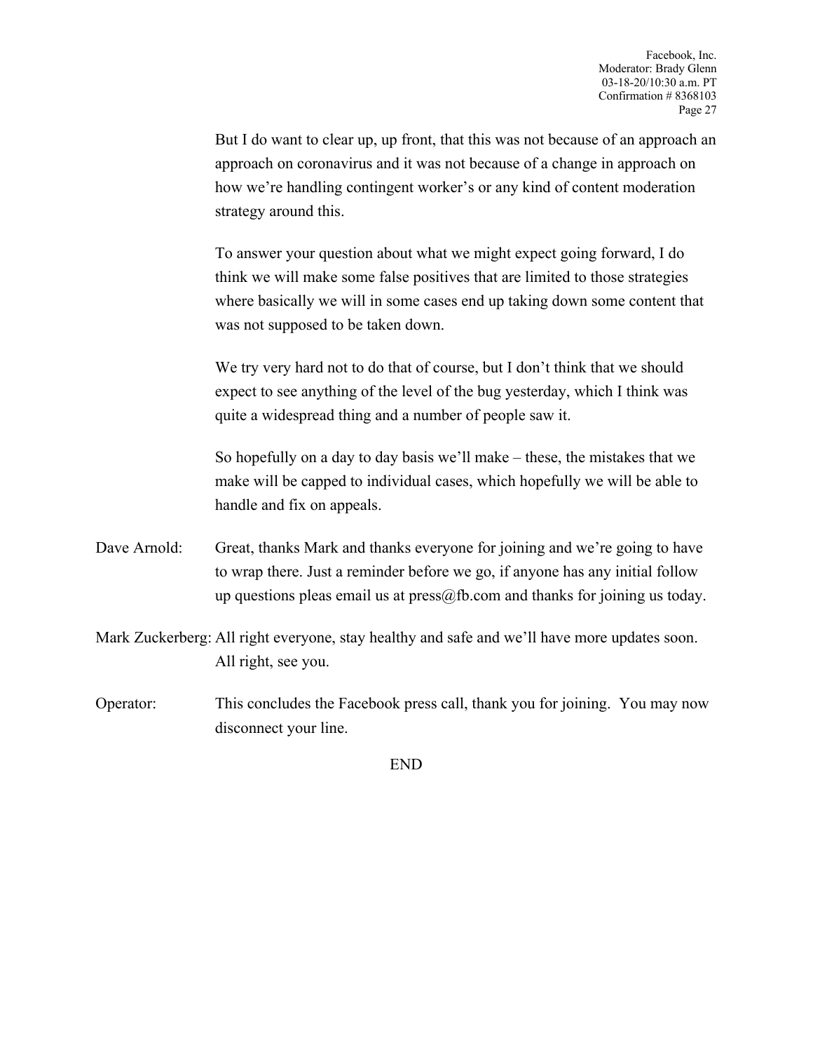But I do want to clear up, up front, that this was not because of an approach an approach on coronavirus and it was not because of a change in approach on how we're handling contingent worker's or any kind of content moderation strategy around this.

To answer your question about what we might expect going forward, I do think we will make some false positives that are limited to those strategies where basically we will in some cases end up taking down some content that was not supposed to be taken down.

We try very hard not to do that of course, but I don't think that we should expect to see anything of the level of the bug yesterday, which I think was quite a widespread thing and a number of people saw it.

So hopefully on a day to day basis we'll make – these, the mistakes that we make will be capped to individual cases, which hopefully we will be able to handle and fix on appeals.

Dave Arnold: Great, thanks Mark and thanks everyone for joining and we're going to have to wrap there. Just a reminder before we go, if anyone has any initial follow up questions pleas email us at press@fb.com and thanks for joining us today.

Mark Zuckerberg: All right everyone, stay healthy and safe and we'll have more updates soon. All right, see you.

Operator: This concludes the Facebook press call, thank you for joining. You may now disconnect your line.

END